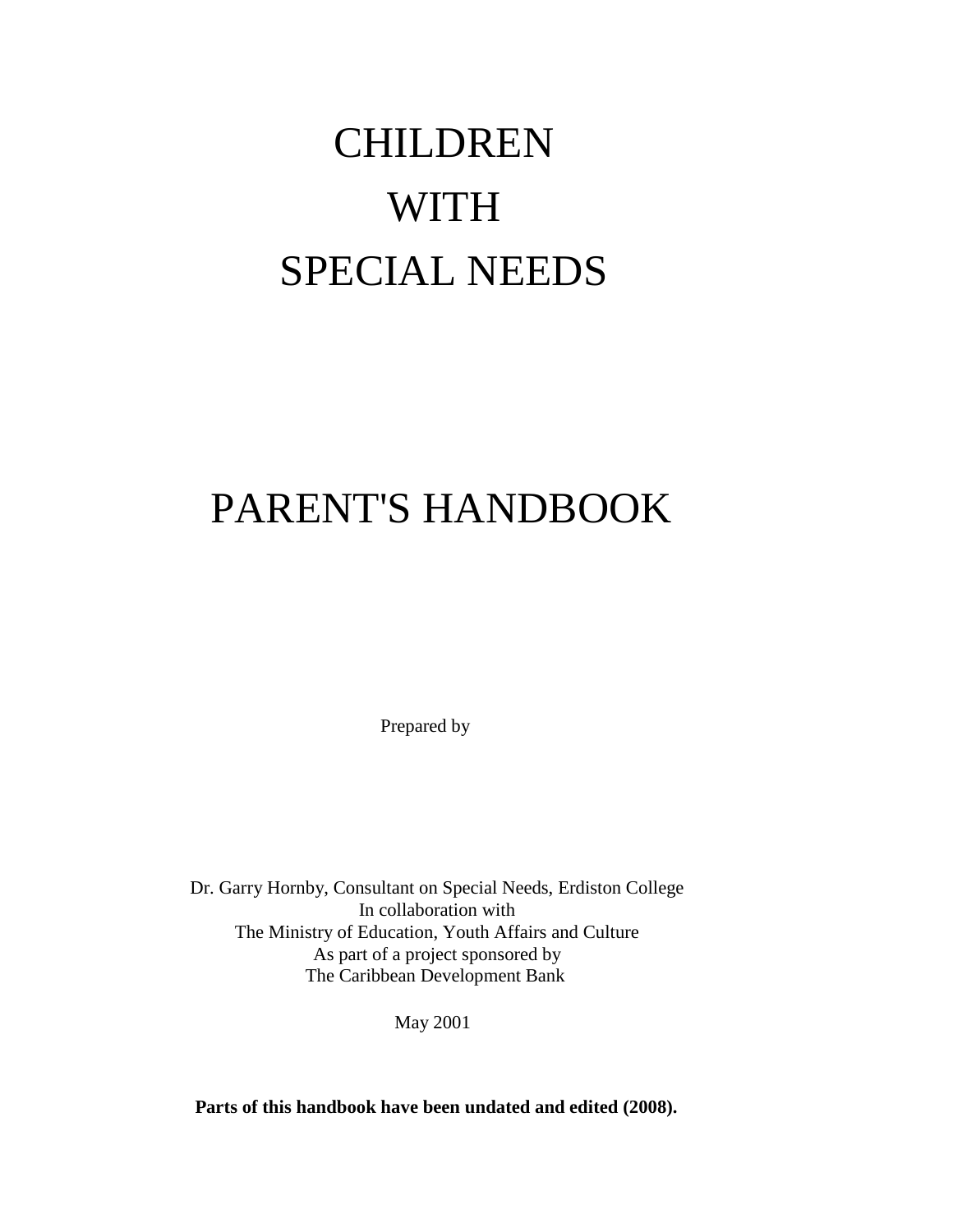# CHILDREN WITH SPECIAL NEEDS

# PARENT'S HANDBOOK

Prepared by

Dr. Garry Hornby, Consultant on Special Needs, Erdiston College
In collaboration with
The Ministry of Education, Youth Affairs and Culture
As part of a project sponsored by
The Caribbean Development Bank

May 2001

**Parts of this handbook have been undated and edited (2008).**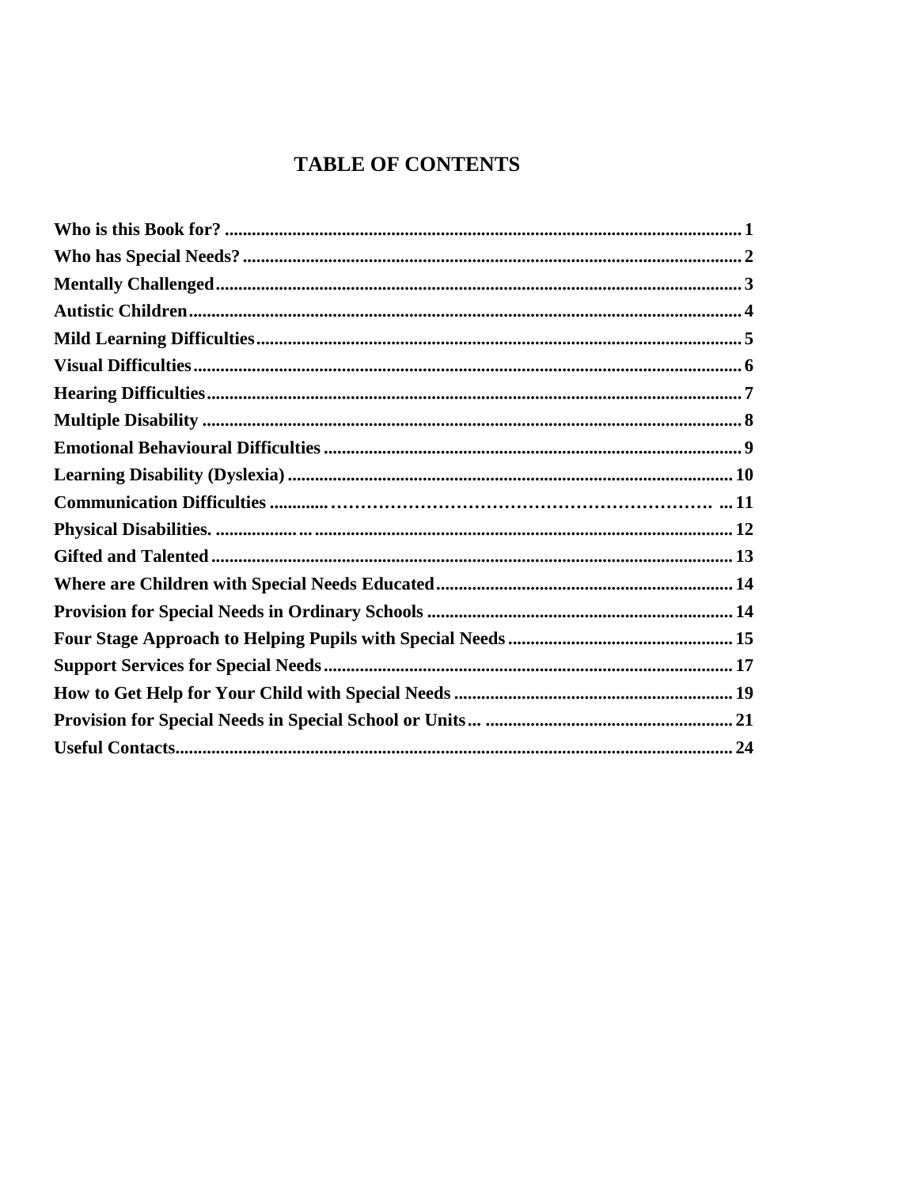# TABLE OF CONTENTS

**Who is this Book for?** .................................................................................................................. 1
**Who has Special Needs?** .............................................................................................................. 2
**Mentally Challenged** .................................................................................................................... 3
**Autistic Children** .......................................................................................................................... 4
**Mild Learning Difficulties** ........................................................................................................... 5
**Visual Difficulties** ......................................................................................................................... 6
**Hearing Difficulties** ...................................................................................................................... 7
**Multiple Disability** ....................................................................................................................... 8
**Emotional Behavioural Difficulties** ............................................................................................ 9
**Learning Disability (Dyslexia)** .................................................................................................. 10
**Communication Difficulties** ............……………………………………………………. ... 11
**Physical Disabilities.** .................…............................................................................................ 12
**Gifted and Talented** ................................................................................................................... 13
**Where are Children with Special Needs Educated** ................................................................. 14
**Provision for Special Needs in Ordinary Schools** ................................................................... 14
**Four Stage Approach to Helping Pupils with Special Needs** ................................................. 15
**Support Services for Special Needs** .......................................................................................... 17
**How to Get Help for Your Child with Special Needs** ............................................................. 19
**Provision for Special Needs in Special School or Units**… ...................................................... 21
**Useful Contacts** ........................................................................................................................... 24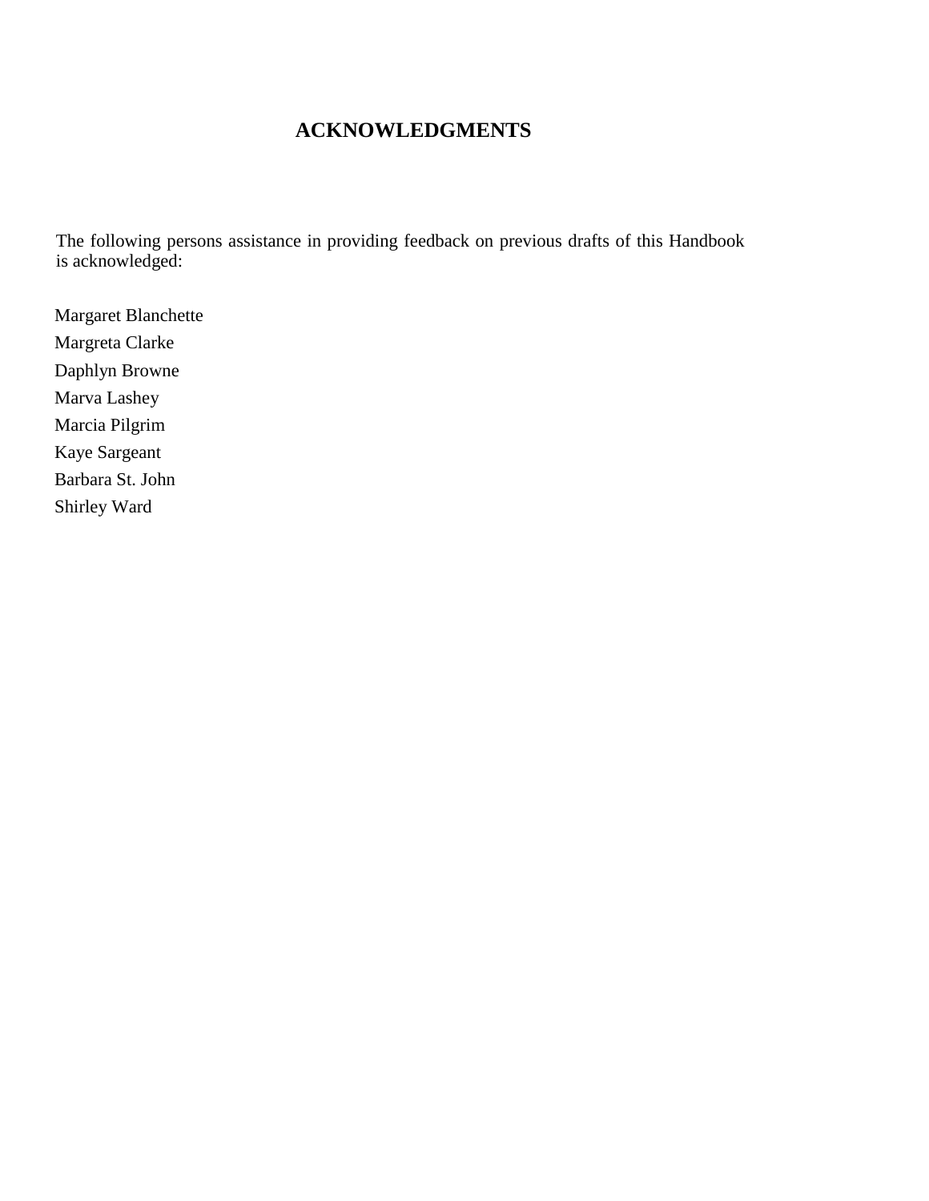# ACKNOWLEDGMENTS

The following persons assistance in providing feedback on previous drafts of this Handbook is acknowledged:

Margaret Blanchette  
Margreta Clarke  
Daphlyn Browne  
Marva Lashey  
Marcia Pilgrim  
Kaye Sargeant  
Barbara St. John  
Shirley Ward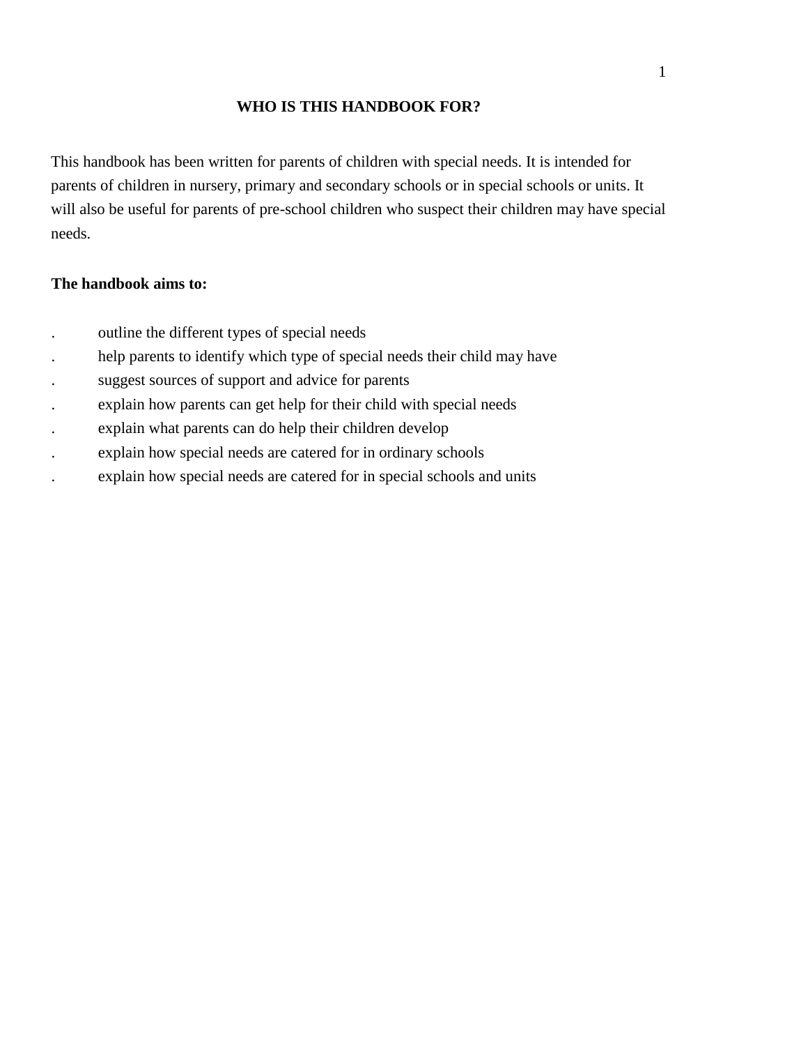# WHO IS THIS HANDBOOK FOR?

This handbook has been written for parents of children with special needs. It is intended for parents of children in nursery, primary and secondary schools or in special schools or units. It will also be useful for parents of pre-school children who suspect their children may have special needs.

**The handbook aims to:**

- outline the different types of special needs
- help parents to identify which type of special needs their child may have
- suggest sources of support and advice for parents
- explain how parents can get help for their child with special needs
- explain what parents can do help their children develop
- explain how special needs are catered for in ordinary schools
- explain how special needs are catered for in special schools and units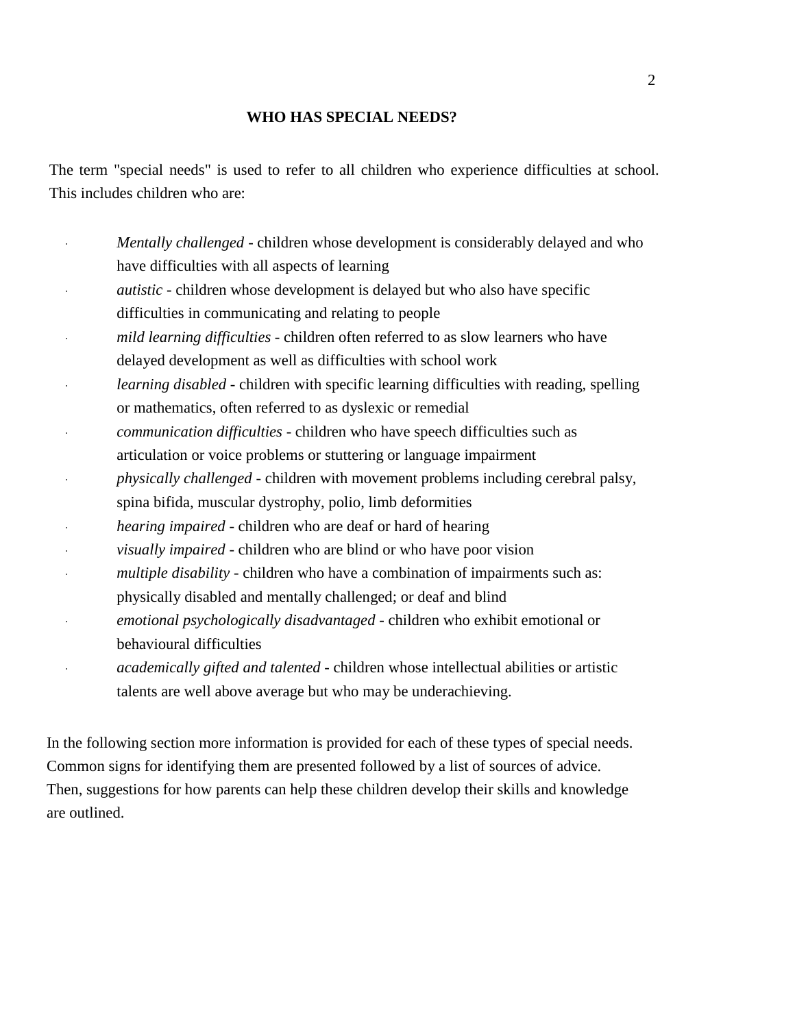## WHO HAS SPECIAL NEEDS?

The term "special needs" is used to refer to all children who experience difficulties at school. This includes children who are:

- *Mentally challenged* - children whose development is considerably delayed and who have difficulties with all aspects of learning
- *autistic* - children whose development is delayed but who also have specific difficulties in communicating and relating to people
- *mild learning difficulties* - children often referred to as slow learners who have delayed development as well as difficulties with school work
- *learning disabled* - children with specific learning difficulties with reading, spelling or mathematics, often referred to as dyslexic or remedial
- *communication difficulties* - children who have speech difficulties such as articulation or voice problems or stuttering or language impairment
- *physically challenged* - children with movement problems including cerebral palsy, spina bifida, muscular dystrophy, polio, limb deformities
- *hearing impaired* - children who are deaf or hard of hearing
- *visually impaired* - children who are blind or who have poor vision
- *multiple disability* - children who have a combination of impairments such as: physically disabled and mentally challenged; or deaf and blind
- *emotional psychologically disadvantaged* - children who exhibit emotional or behavioural difficulties
- *academically gifted and talented* - children whose intellectual abilities or artistic talents are well above average but who may be underachieving.

In the following section more information is provided for each of these types of special needs. Common signs for identifying them are presented followed by a list of sources of advice. Then, suggestions for how parents can help these children develop their skills and knowledge are outlined.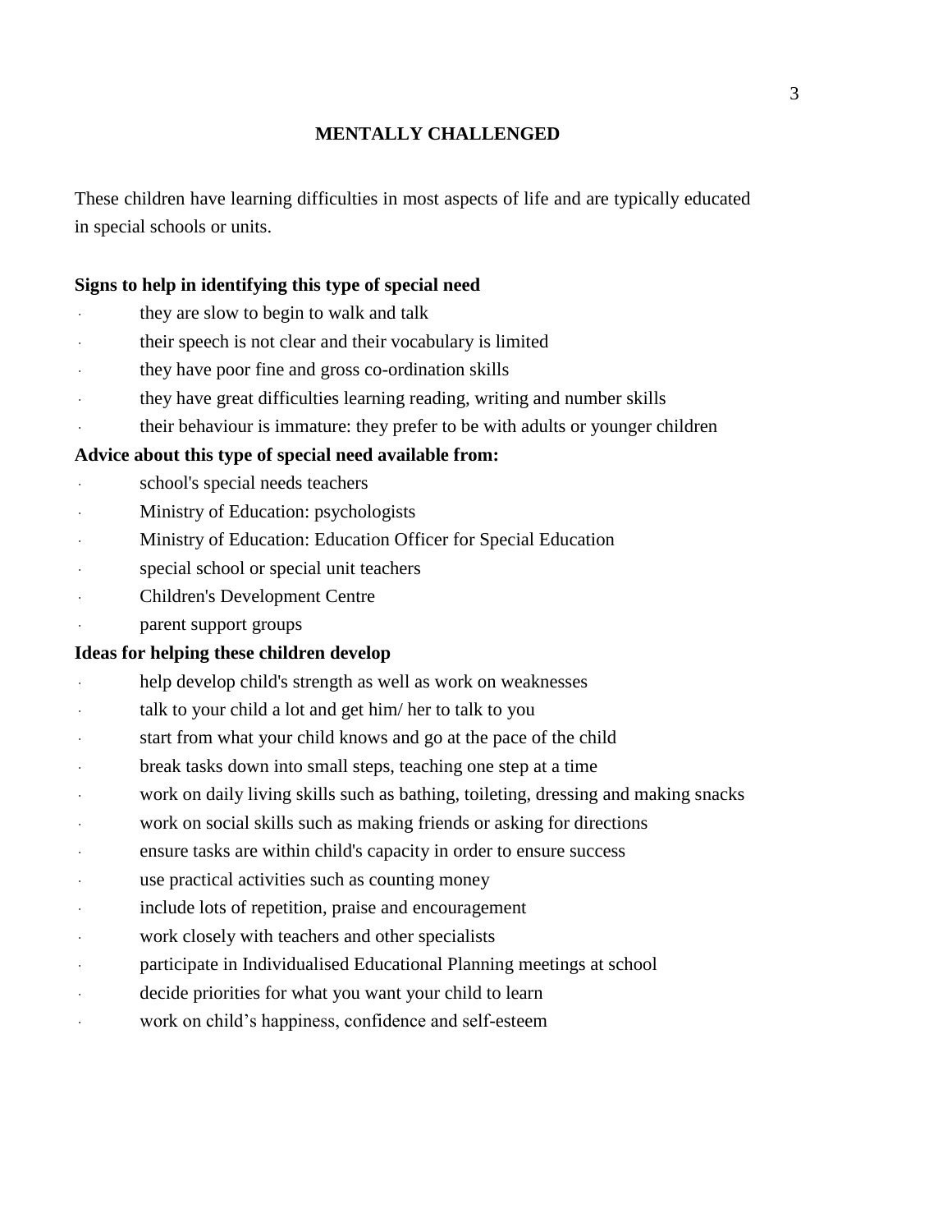## MENTALLY CHALLENGED

These children have learning difficulties in most aspects of life and are typically educated in special schools or units.

**Signs to help in identifying this type of special need**

- they are slow to begin to walk and talk
- their speech is not clear and their vocabulary is limited
- they have poor fine and gross co-ordination skills
- they have great difficulties learning reading, writing and number skills
- their behaviour is immature: they prefer to be with adults or younger children

**Advice about this type of special need available from:**

- school's special needs teachers
- Ministry of Education: psychologists
- Ministry of Education: Education Officer for Special Education
- special school or special unit teachers
- Children's Development Centre
- parent support groups

**Ideas for helping these children develop**

- help develop child's strength as well as work on weaknesses
- talk to your child a lot and get him/ her to talk to you
- start from what your child knows and go at the pace of the child
- break tasks down into small steps, teaching one step at a time
- work on daily living skills such as bathing, toileting, dressing and making snacks
- work on social skills such as making friends or asking for directions
- ensure tasks are within child's capacity in order to ensure success
- use practical activities such as counting money
- include lots of repetition, praise and encouragement
- work closely with teachers and other specialists
- participate in Individualised Educational Planning meetings at school
- decide priorities for what you want your child to learn
- work on child's happiness, confidence and self-esteem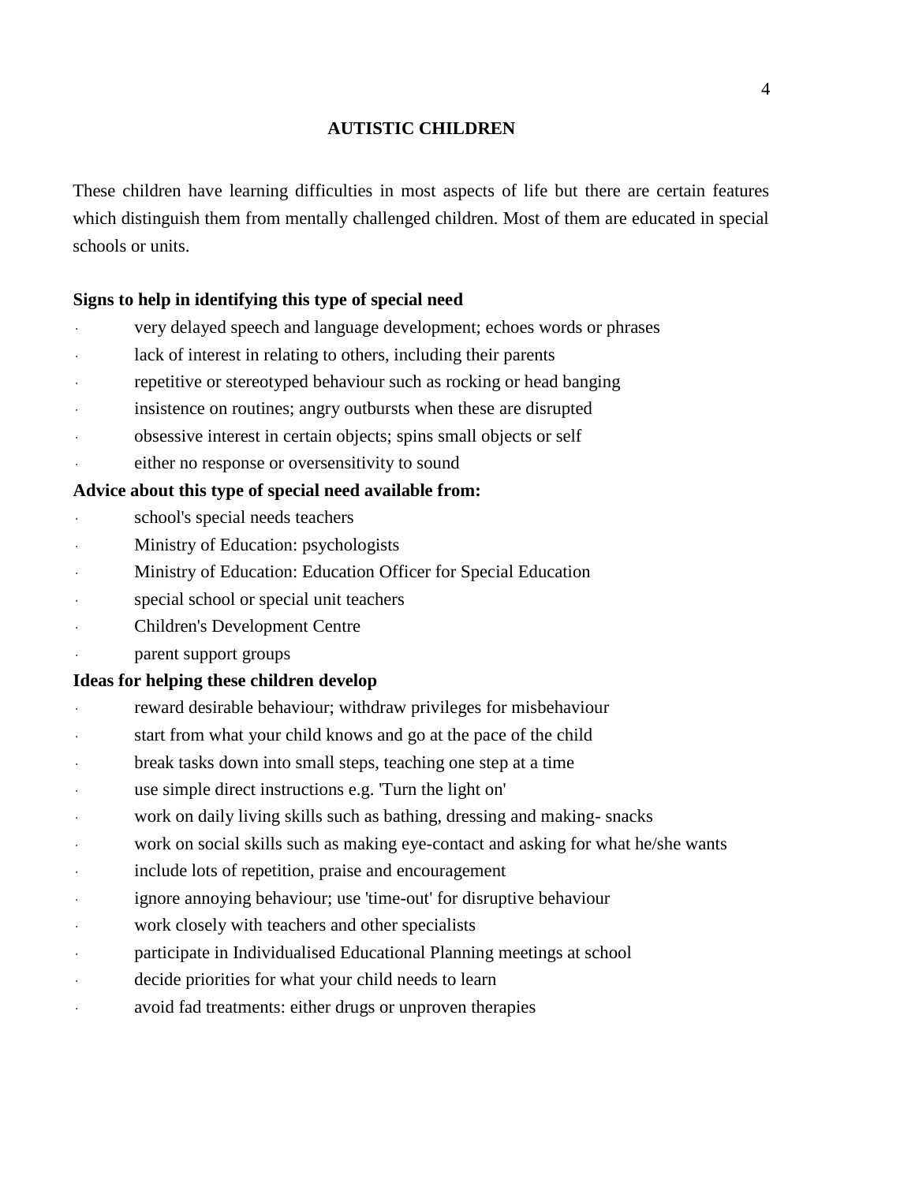## AUTISTIC CHILDREN

These children have learning difficulties in most aspects of life but there are certain features which distinguish them from mentally challenged children. Most of them are educated in special schools or units.

**Signs to help in identifying this type of special need**

- very delayed speech and language development; echoes words or phrases
- lack of interest in relating to others, including their parents
- repetitive or stereotyped behaviour such as rocking or head banging
- insistence on routines; angry outbursts when these are disrupted
- obsessive interest in certain objects; spins small objects or self
- either no response or oversensitivity to sound

**Advice about this type of special need available from:**

- school's special needs teachers
- Ministry of Education: psychologists
- Ministry of Education: Education Officer for Special Education
- special school or special unit teachers
- Children's Development Centre
- parent support groups

**Ideas for helping these children develop**

- reward desirable behaviour; withdraw privileges for misbehaviour
- start from what your child knows and go at the pace of the child
- break tasks down into small steps, teaching one step at a time
- use simple direct instructions e.g. 'Turn the light on'
- work on daily living skills such as bathing, dressing and making- snacks
- work on social skills such as making eye-contact and asking for what he/she wants
- include lots of repetition, praise and encouragement
- ignore annoying behaviour; use 'time-out' for disruptive behaviour
- work closely with teachers and other specialists
- participate in Individualised Educational Planning meetings at school
- decide priorities for what your child needs to learn
- avoid fad treatments: either drugs or unproven therapies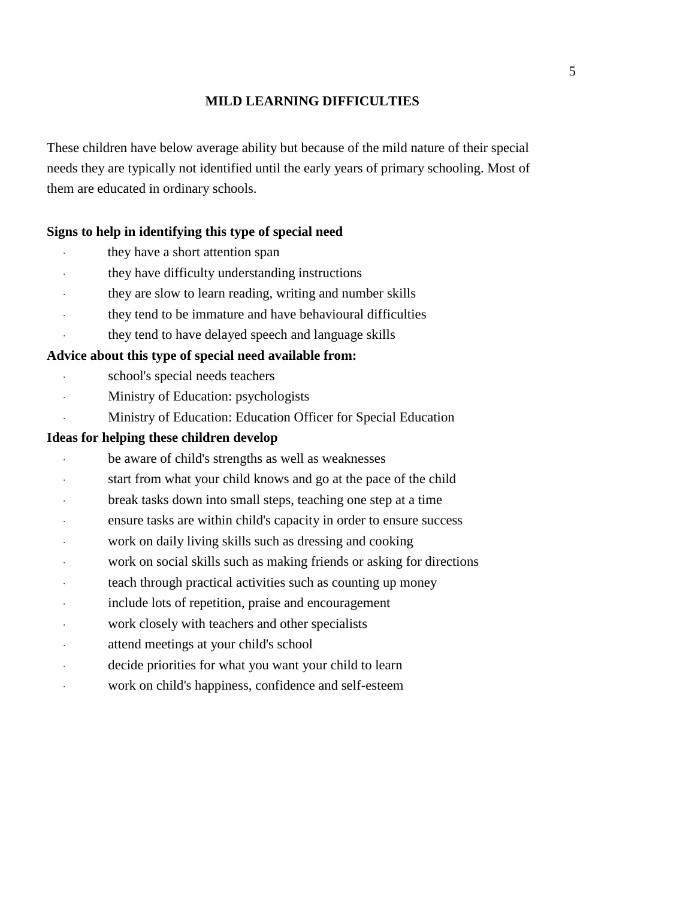## MILD LEARNING DIFFICULTIES

These children have below average ability but because of the mild nature of their special needs they are typically not identified until the early years of primary schooling. Most of them are educated in ordinary schools.

**Signs to help in identifying this type of special need**

- they have a short attention span
- they have difficulty understanding instructions
- they are slow to learn reading, writing and number skills
- they tend to be immature and have behavioural difficulties
- they tend to have delayed speech and language skills

**Advice about this type of special need available from:**

- school's special needs teachers
- Ministry of Education: psychologists
- Ministry of Education: Education Officer for Special Education

**Ideas for helping these children develop**

- be aware of child's strengths as well as weaknesses
- start from what your child knows and go at the pace of the child
- break tasks down into small steps, teaching one step at a time
- ensure tasks are within child's capacity in order to ensure success
- work on daily living skills such as dressing and cooking
- work on social skills such as making friends or asking for directions
- teach through practical activities such as counting up money
- include lots of repetition, praise and encouragement
- work closely with teachers and other specialists
- attend meetings at your child's school
- decide priorities for what you want your child to learn
- work on child's happiness, confidence and self-esteem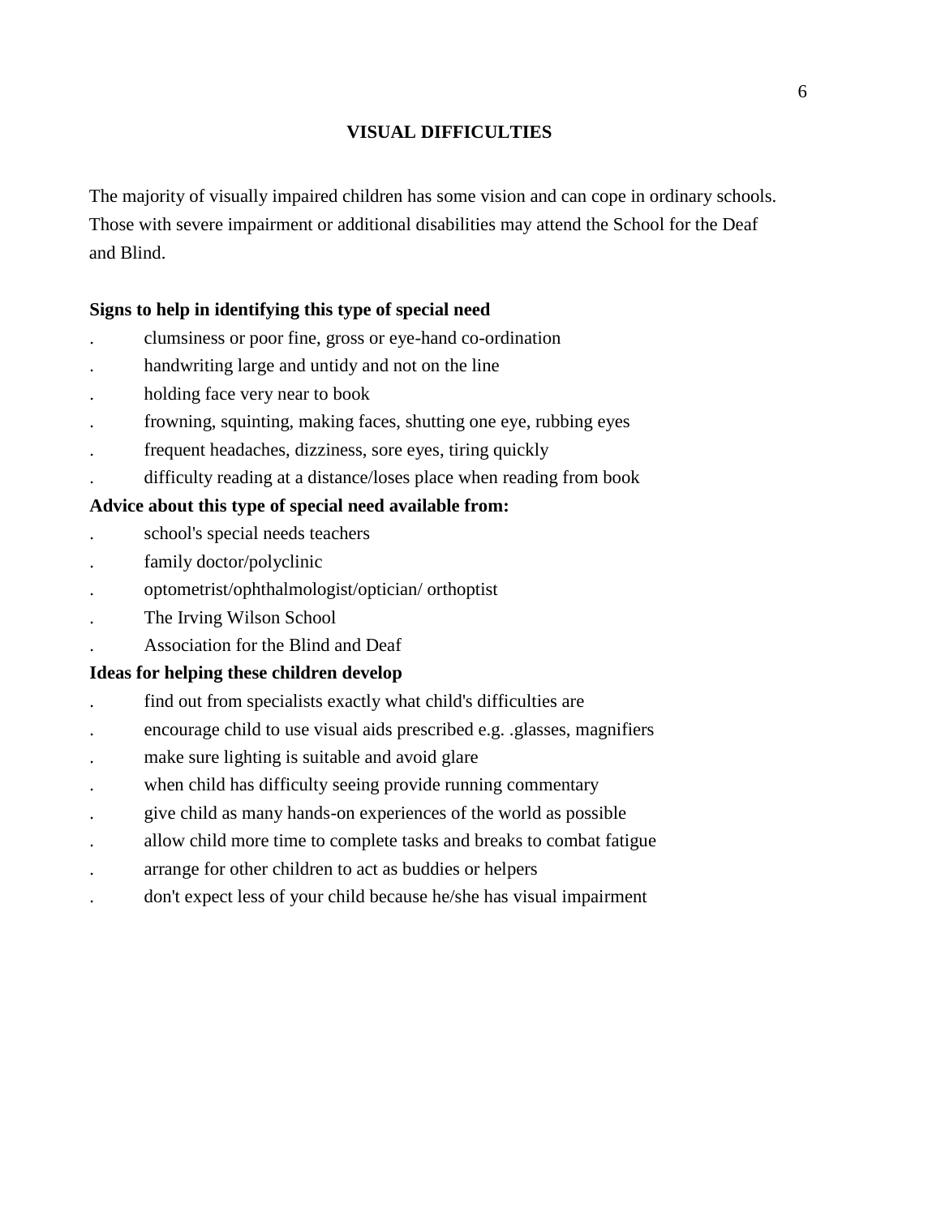## VISUAL DIFFICULTIES

The majority of visually impaired children has some vision and can cope in ordinary schools. Those with severe impairment or additional disabilities may attend the School for the Deaf and Blind.

**Signs to help in identifying this type of special need**

- clumsiness or poor fine, gross or eye-hand co-ordination
- handwriting large and untidy and not on the line
- holding face very near to book
- frowning, squinting, making faces, shutting one eye, rubbing eyes
- frequent headaches, dizziness, sore eyes, tiring quickly
- difficulty reading at a distance/loses place when reading from book

**Advice about this type of special need available from:**

- school's special needs teachers
- family doctor/polyclinic
- optometrist/ophthalmologist/optician/ orthoptist
- The Irving Wilson School
- Association for the Blind and Deaf

**Ideas for helping these children develop**

- find out from specialists exactly what child's difficulties are
- encourage child to use visual aids prescribed e.g. .glasses, magnifiers
- make sure lighting is suitable and avoid glare
- when child has difficulty seeing provide running commentary
- give child as many hands-on experiences of the world as possible
- allow child more time to complete tasks and breaks to combat fatigue
- arrange for other children to act as buddies or helpers
- don't expect less of your child because he/she has visual impairment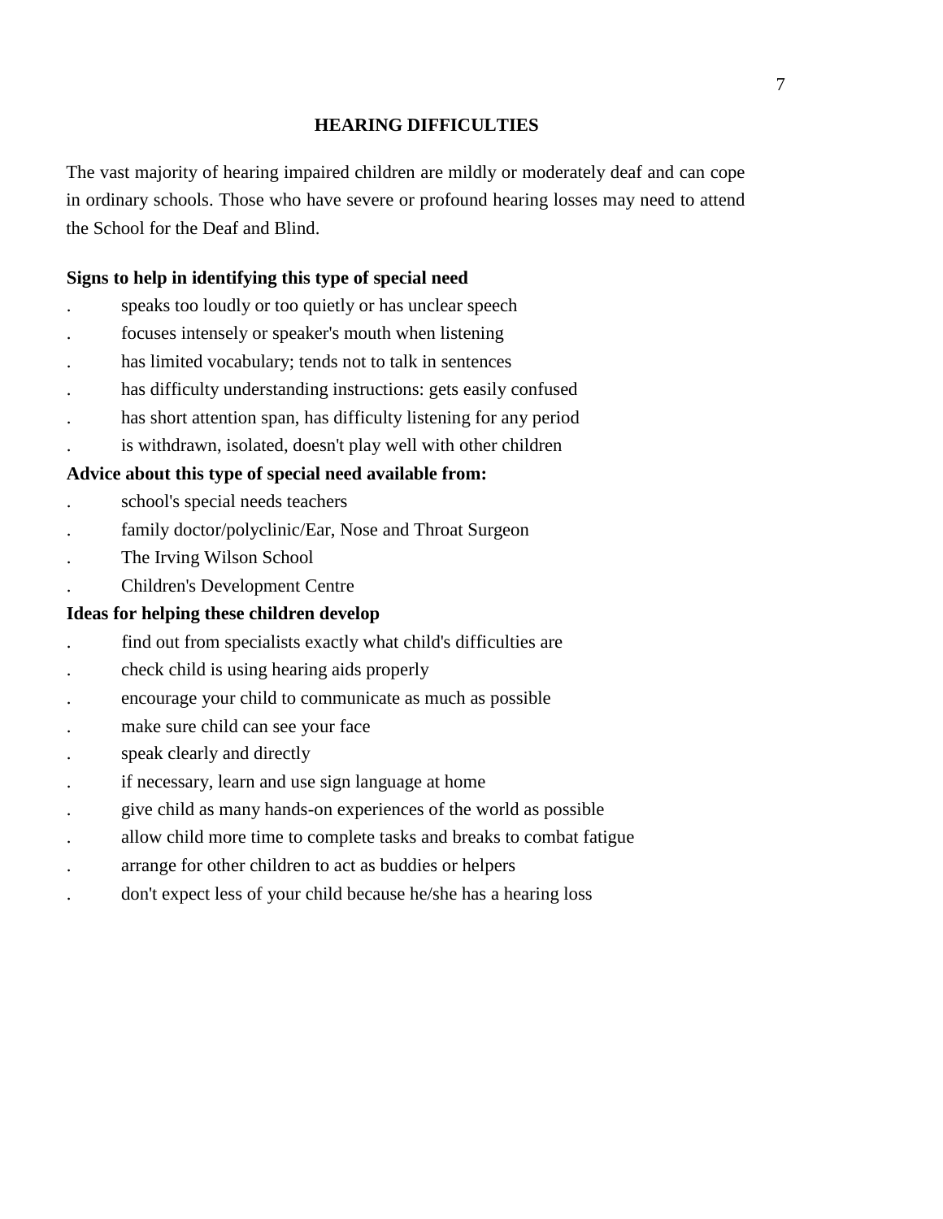## HEARING DIFFICULTIES

The vast majority of hearing impaired children are mildly or moderately deaf and can cope in ordinary schools. Those who have severe or profound hearing losses may need to attend the School for the Deaf and Blind.

**Signs to help in identifying this type of special need**

- speaks too loudly or too quietly or has unclear speech
- focuses intensely or speaker's mouth when listening
- has limited vocabulary; tends not to talk in sentences
- has difficulty understanding instructions: gets easily confused
- has short attention span, has difficulty listening for any period
- is withdrawn, isolated, doesn't play well with other children

**Advice about this type of special need available from:**

- school's special needs teachers
- family doctor/polyclinic/Ear, Nose and Throat Surgeon
- The Irving Wilson School
- Children's Development Centre

**Ideas for helping these children develop**

- find out from specialists exactly what child's difficulties are
- check child is using hearing aids properly
- encourage your child to communicate as much as possible
- make sure child can see your face
- speak clearly and directly
- if necessary, learn and use sign language at home
- give child as many hands-on experiences of the world as possible
- allow child more time to complete tasks and breaks to combat fatigue
- arrange for other children to act as buddies or helpers
- don't expect less of your child because he/she has a hearing loss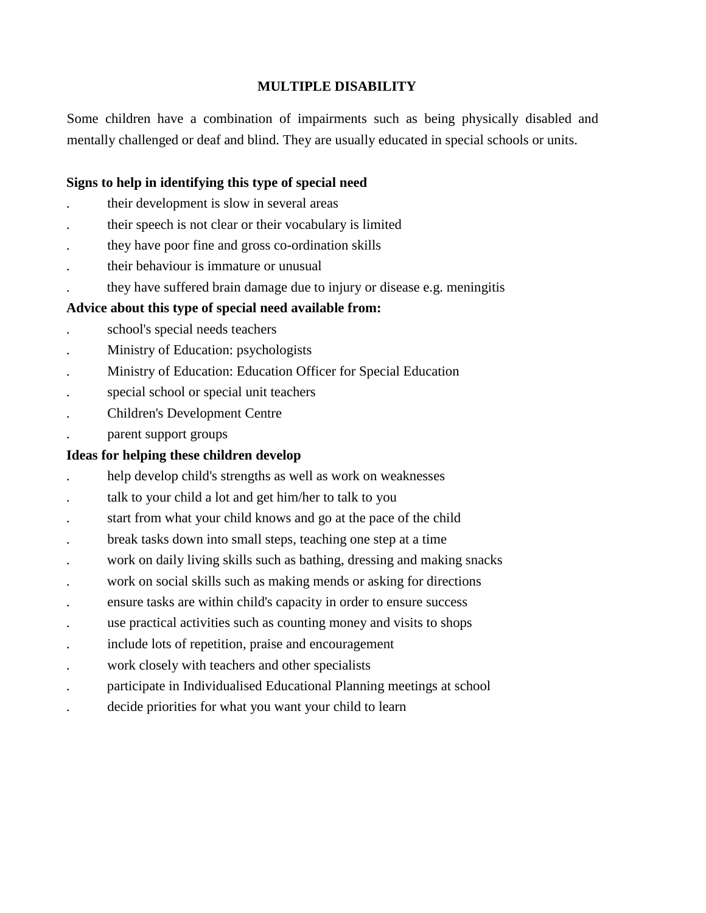## MULTIPLE DISABILITY

Some children have a combination of impairments such as being physically disabled and mentally challenged or deaf and blind. They are usually educated in special schools or units.

**Signs to help in identifying this type of special need**

- their development is slow in several areas
- their speech is not clear or their vocabulary is limited
- they have poor fine and gross co-ordination skills
- their behaviour is immature or unusual
- they have suffered brain damage due to injury or disease e.g. meningitis

**Advice about this type of special need available from:**

- school's special needs teachers
- Ministry of Education: psychologists
- Ministry of Education: Education Officer for Special Education
- special school or special unit teachers
- Children's Development Centre
- parent support groups

**Ideas for helping these children develop**

- help develop child's strengths as well as work on weaknesses
- talk to your child a lot and get him/her to talk to you
- start from what your child knows and go at the pace of the child
- break tasks down into small steps, teaching one step at a time
- work on daily living skills such as bathing, dressing and making snacks
- work on social skills such as making mends or asking for directions
- ensure tasks are within child's capacity in order to ensure success
- use practical activities such as counting money and visits to shops
- include lots of repetition, praise and encouragement
- work closely with teachers and other specialists
- participate in Individualised Educational Planning meetings at school
- decide priorities for what you want your child to learn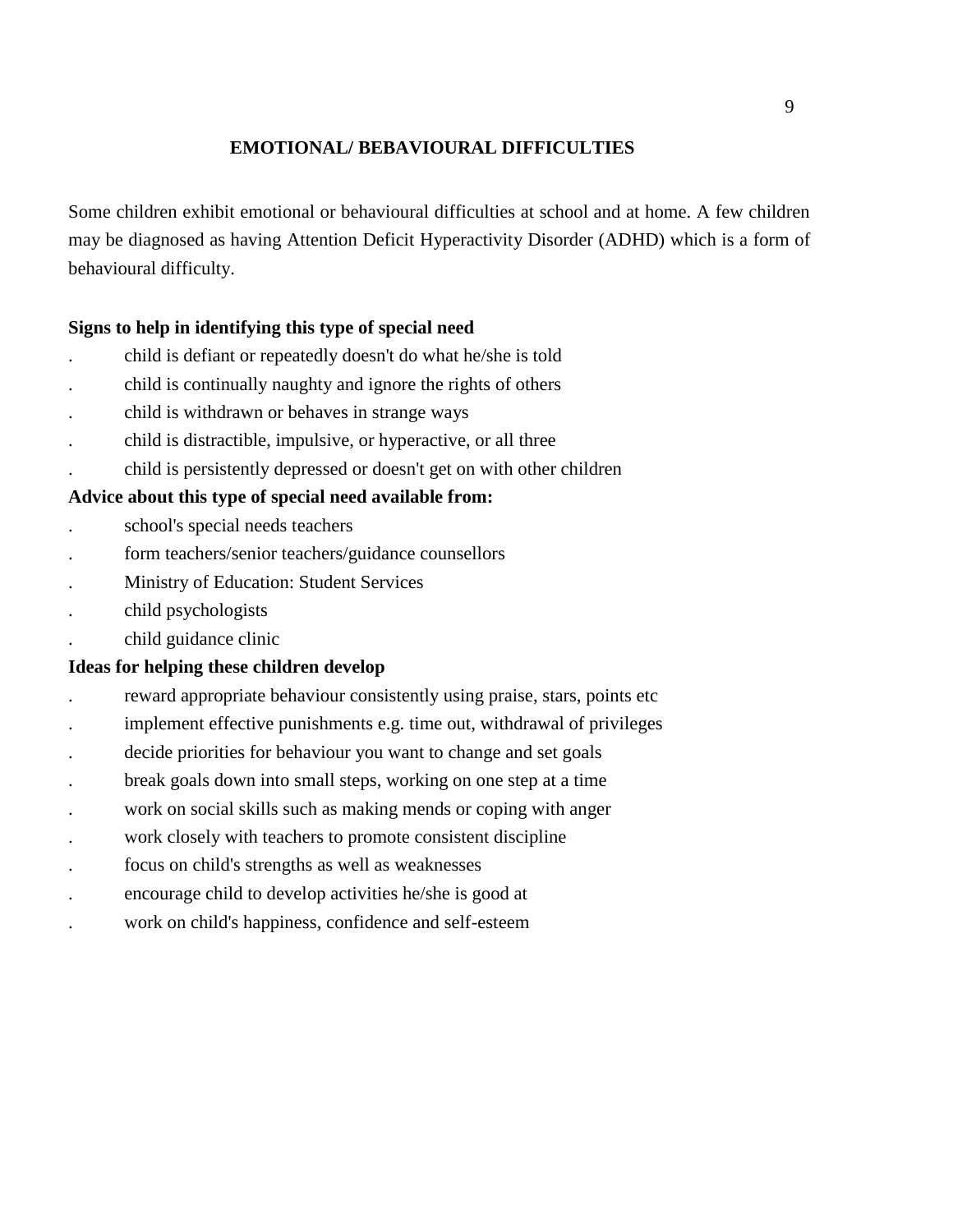## EMOTIONAL/ BEBAVIOURAL DIFFICULTIES

Some children exhibit emotional or behavioural difficulties at school and at home. A few children may be diagnosed as having Attention Deficit Hyperactivity Disorder (ADHD) which is a form of behavioural difficulty.

**Signs to help in identifying this type of special need**

- child is defiant or repeatedly doesn't do what he/she is told
- child is continually naughty and ignore the rights of others
- child is withdrawn or behaves in strange ways
- child is distractible, impulsive, or hyperactive, or all three
- child is persistently depressed or doesn't get on with other children

**Advice about this type of special need available from:**

- school's special needs teachers
- form teachers/senior teachers/guidance counsellors
- Ministry of Education: Student Services
- child psychologists
- child guidance clinic

**Ideas for helping these children develop**

- reward appropriate behaviour consistently using praise, stars, points etc
- implement effective punishments e.g. time out, withdrawal of privileges
- decide priorities for behaviour you want to change and set goals
- break goals down into small steps, working on one step at a time
- work on social skills such as making mends or coping with anger
- work closely with teachers to promote consistent discipline
- focus on child's strengths as well as weaknesses
- encourage child to develop activities he/she is good at
- work on child's happiness, confidence and self-esteem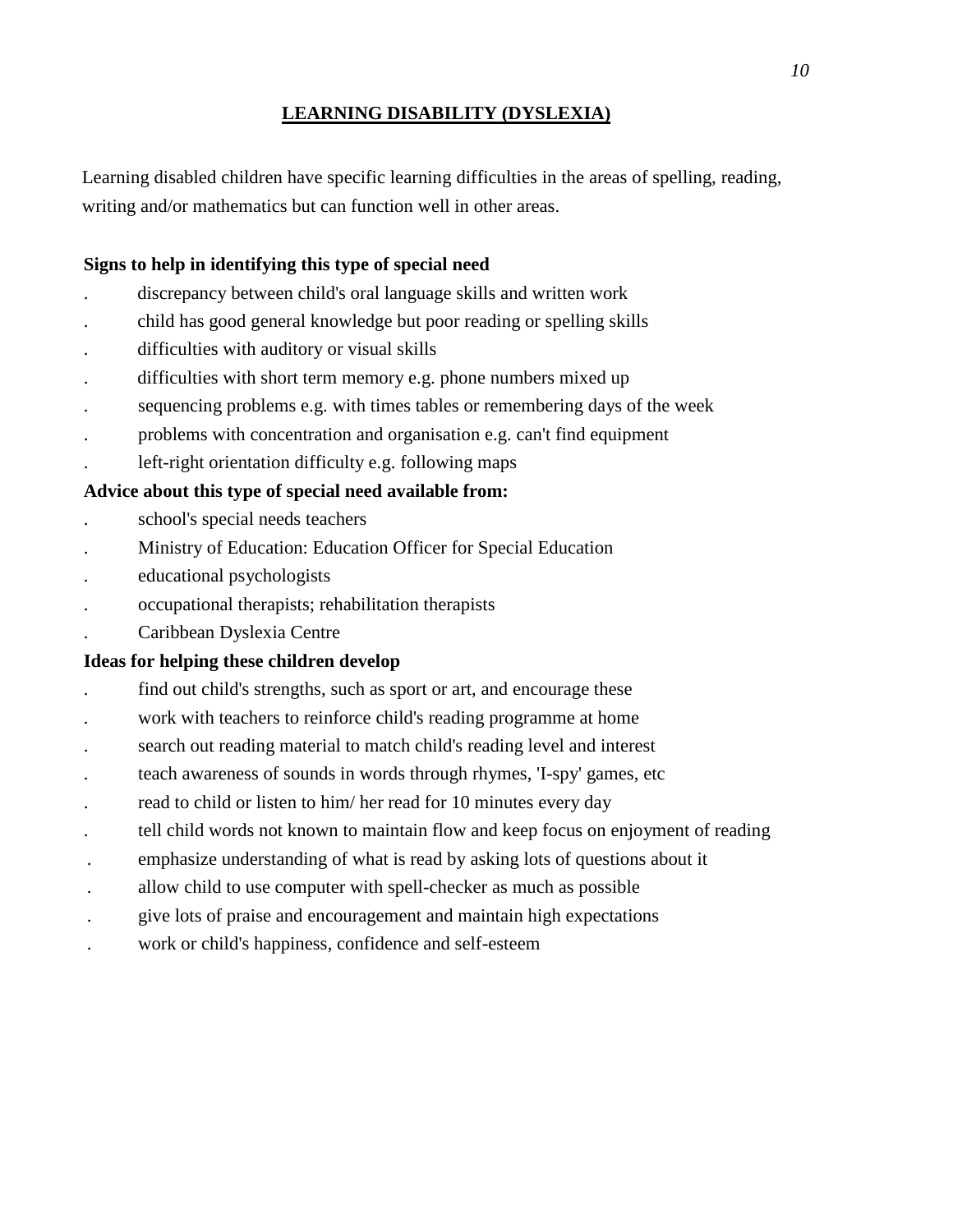## LEARNING DISABILITY (DYSLEXIA)

Learning disabled children have specific learning difficulties in the areas of spelling, reading, writing and/or mathematics but can function well in other areas.

**Signs to help in identifying this type of special need**

- discrepancy between child's oral language skills and written work
- child has good general knowledge but poor reading or spelling skills
- difficulties with auditory or visual skills
- difficulties with short term memory e.g. phone numbers mixed up
- sequencing problems e.g. with times tables or remembering days of the week
- problems with concentration and organisation e.g. can't find equipment
- left-right orientation difficulty e.g. following maps

**Advice about this type of special need available from:**

- school's special needs teachers
- Ministry of Education: Education Officer for Special Education
- educational psychologists
- occupational therapists; rehabilitation therapists
- Caribbean Dyslexia Centre

**Ideas for helping these children develop**

- find out child's strengths, such as sport or art, and encourage these
- work with teachers to reinforce child's reading programme at home
- search out reading material to match child's reading level and interest
- teach awareness of sounds in words through rhymes, 'I-spy' games, etc
- read to child or listen to him/ her read for 10 minutes every day
- tell child words not known to maintain flow and keep focus on enjoyment of reading
- emphasize understanding of what is read by asking lots of questions about it
- allow child to use computer with spell-checker as much as possible
- give lots of praise and encouragement and maintain high expectations
- work or child's happiness, confidence and self-esteem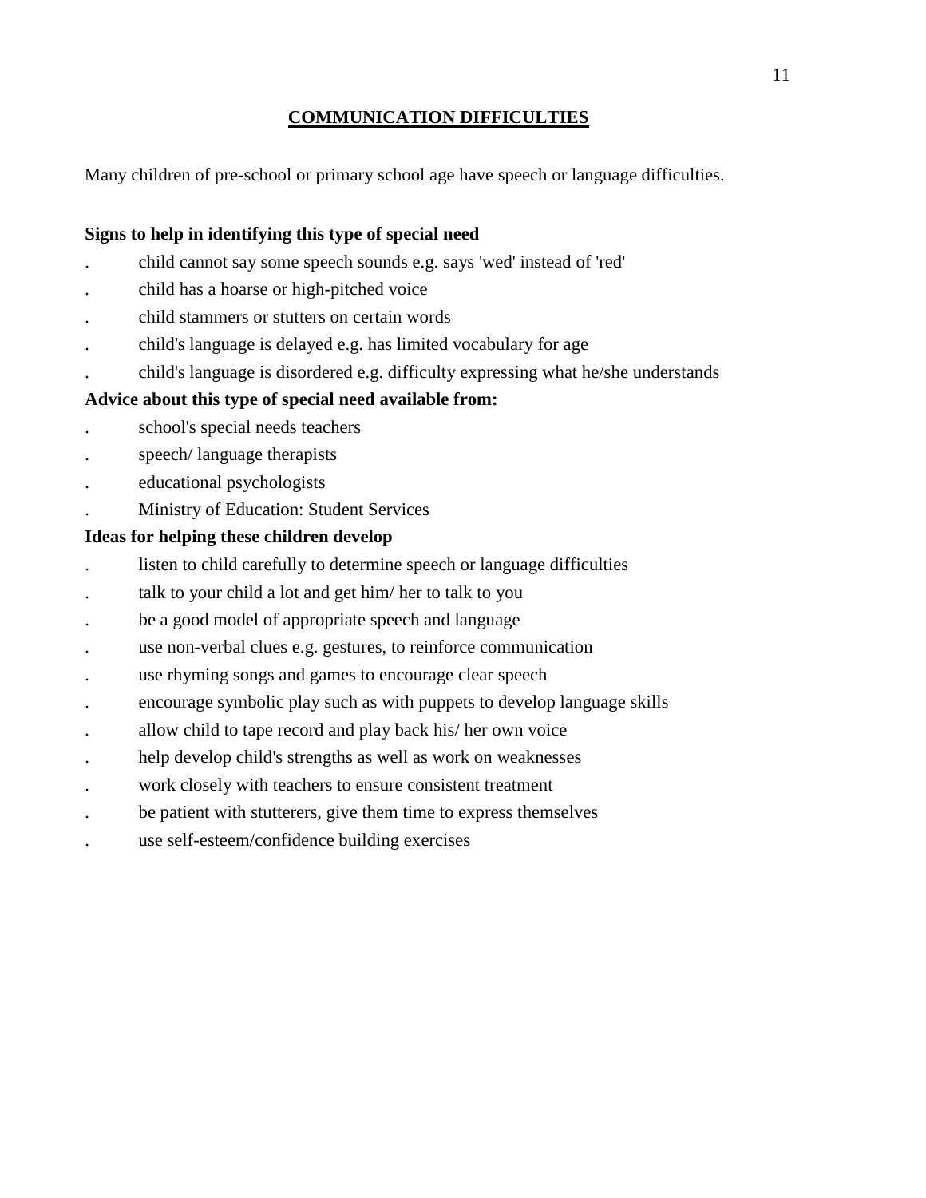## COMMUNICATION DIFFICULTIES

Many children of pre-school or primary school age have speech or language difficulties.

**Signs to help in identifying this type of special need**

- child cannot say some speech sounds e.g. says 'wed' instead of 'red'
- child has a hoarse or high-pitched voice
- child stammers or stutters on certain words
- child's language is delayed e.g. has limited vocabulary for age
- child's language is disordered e.g. difficulty expressing what he/she understands

**Advice about this type of special need available from:**

- school's special needs teachers
- speech/ language therapists
- educational psychologists
- Ministry of Education: Student Services

**Ideas for helping these children develop**

- listen to child carefully to determine speech or language difficulties
- talk to your child a lot and get him/ her to talk to you
- be a good model of appropriate speech and language
- use non-verbal clues e.g. gestures, to reinforce communication
- use rhyming songs and games to encourage clear speech
- encourage symbolic play such as with puppets to develop language skills
- allow child to tape record and play back his/ her own voice
- help develop child's strengths as well as work on weaknesses
- work closely with teachers to ensure consistent treatment
- be patient with stutterers, give them time to express themselves
- use self-esteem/confidence building exercises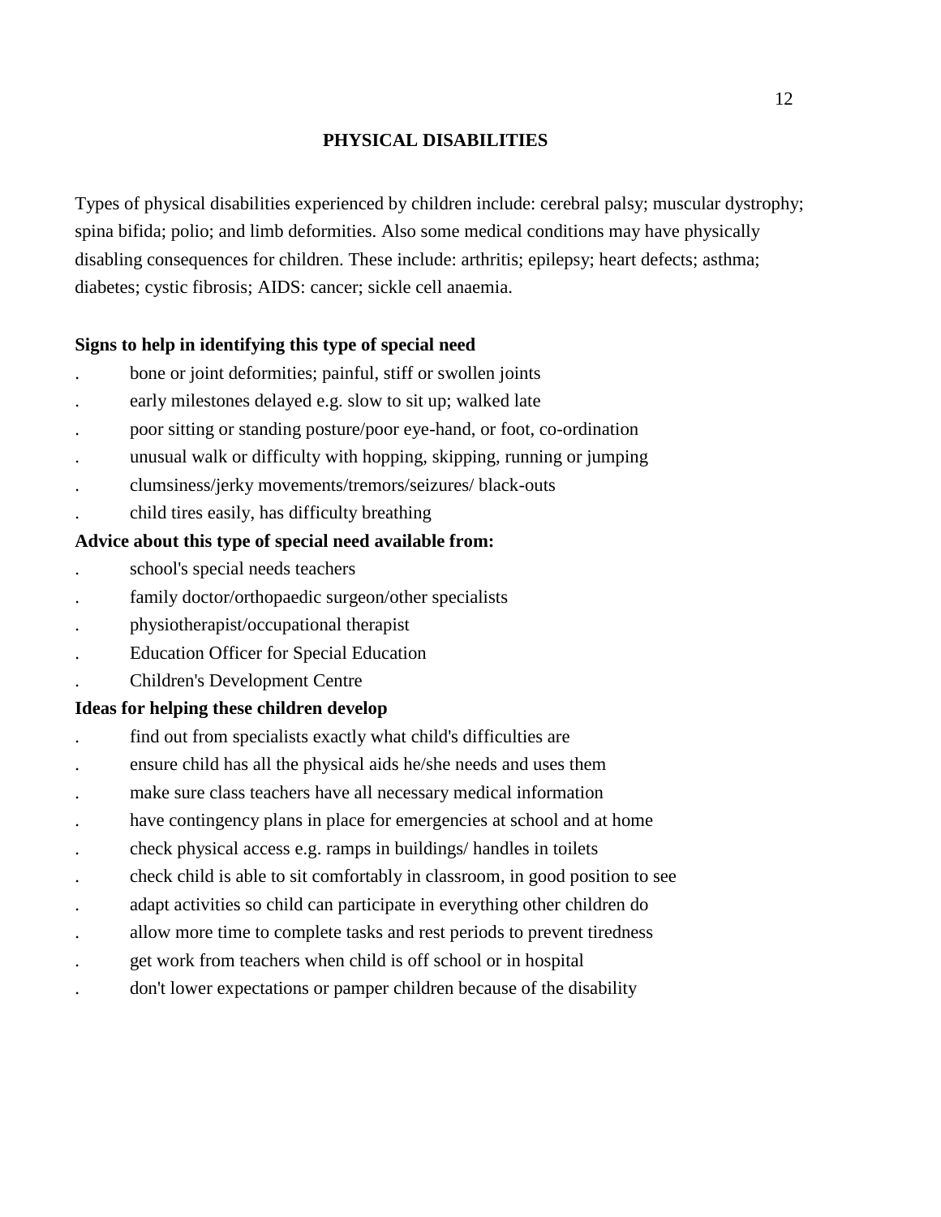## PHYSICAL DISABILITIES

Types of physical disabilities experienced by children include: cerebral palsy; muscular dystrophy; spina bifida; polio; and limb deformities. Also some medical conditions may have physically disabling consequences for children. These include: arthritis; epilepsy; heart defects; asthma; diabetes; cystic fibrosis; AIDS: cancer; sickle cell anaemia.

**Signs to help in identifying this type of special need**

- bone or joint deformities; painful, stiff or swollen joints
- early milestones delayed e.g. slow to sit up; walked late
- poor sitting or standing posture/poor eye-hand, or foot, co-ordination
- unusual walk or difficulty with hopping, skipping, running or jumping
- clumsiness/jerky movements/tremors/seizures/ black-outs
- child tires easily, has difficulty breathing

**Advice about this type of special need available from:**

- school's special needs teachers
- family doctor/orthopaedic surgeon/other specialists
- physiotherapist/occupational therapist
- Education Officer for Special Education
- Children's Development Centre

**Ideas for helping these children develop**

- find out from specialists exactly what child's difficulties are
- ensure child has all the physical aids he/she needs and uses them
- make sure class teachers have all necessary medical information
- have contingency plans in place for emergencies at school and at home
- check physical access e.g. ramps in buildings/ handles in toilets
- check child is able to sit comfortably in classroom, in good position to see
- adapt activities so child can participate in everything other children do
- allow more time to complete tasks and rest periods to prevent tiredness
- get work from teachers when child is off school or in hospital
- don't lower expectations or pamper children because of the disability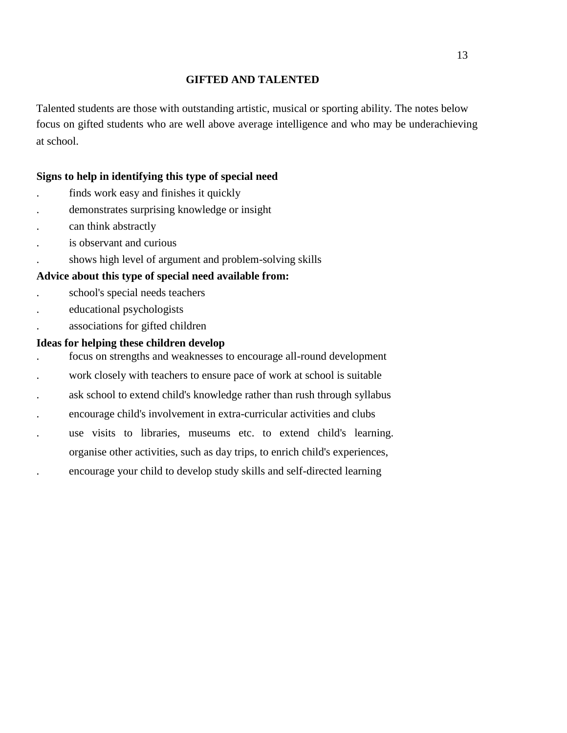## GIFTED AND TALENTED

Talented students are those with outstanding artistic, musical or sporting ability. The notes below focus on gifted students who are well above average intelligence and who may be underachieving at school.

**Signs to help in identifying this type of special need**

- finds work easy and finishes it quickly
- demonstrates surprising knowledge or insight
- can think abstractly
- is observant and curious
- shows high level of argument and problem-solving skills

**Advice about this type of special need available from:**

- school's special needs teachers
- educational psychologists
- associations for gifted children

**Ideas for helping these children develop**

- focus on strengths and weaknesses to encourage all-round development
- work closely with teachers to ensure pace of work at school is suitable
- ask school to extend child's knowledge rather than rush through syllabus
- encourage child's involvement in extra-curricular activities and clubs
- use visits to libraries, museums etc. to extend child's learning. organise other activities, such as day trips, to enrich child's experiences,
- encourage your child to develop study skills and self-directed learning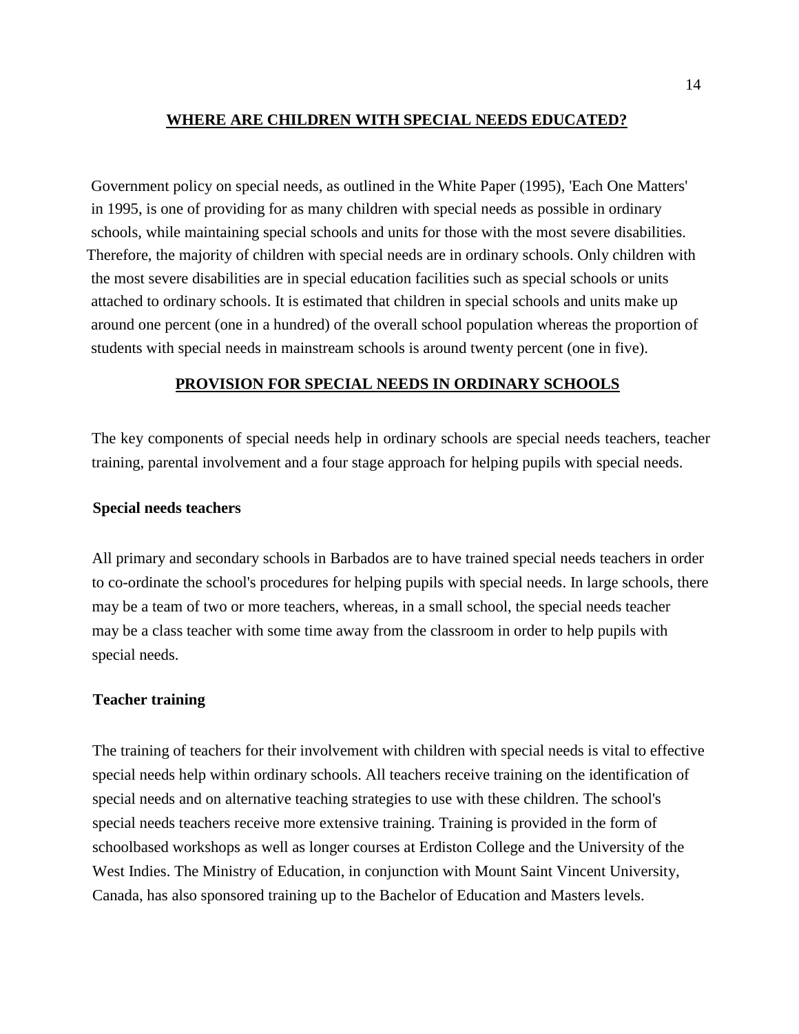## WHERE ARE CHILDREN WITH SPECIAL NEEDS EDUCATED?

Government policy on special needs, as outlined in the White Paper (1995), 'Each One Matters' in 1995, is one of providing for as many children with special needs as possible in ordinary schools, while maintaining special schools and units for those with the most severe disabilities. Therefore, the majority of children with special needs are in ordinary schools. Only children with the most severe disabilities are in special education facilities such as special schools or units attached to ordinary schools. It is estimated that children in special schools and units make up around one percent (one in a hundred) of the overall school population whereas the proportion of students with special needs in mainstream schools is around twenty percent (one in five).

## PROVISION FOR SPECIAL NEEDS IN ORDINARY SCHOOLS

The key components of special needs help in ordinary schools are special needs teachers, teacher training, parental involvement and a four stage approach for helping pupils with special needs.

### Special needs teachers

All primary and secondary schools in Barbados are to have trained special needs teachers in order to co-ordinate the school's procedures for helping pupils with special needs. In large schools, there may be a team of two or more teachers, whereas, in a small school, the special needs teacher may be a class teacher with some time away from the classroom in order to help pupils with special needs.

### Teacher training

The training of teachers for their involvement with children with special needs is vital to effective special needs help within ordinary schools. All teachers receive training on the identification of special needs and on alternative teaching strategies to use with these children. The school's special needs teachers receive more extensive training. Training is provided in the form of schoolbased workshops as well as longer courses at Erdiston College and the University of the West Indies. The Ministry of Education, in conjunction with Mount Saint Vincent University, Canada, has also sponsored training up to the Bachelor of Education and Masters levels.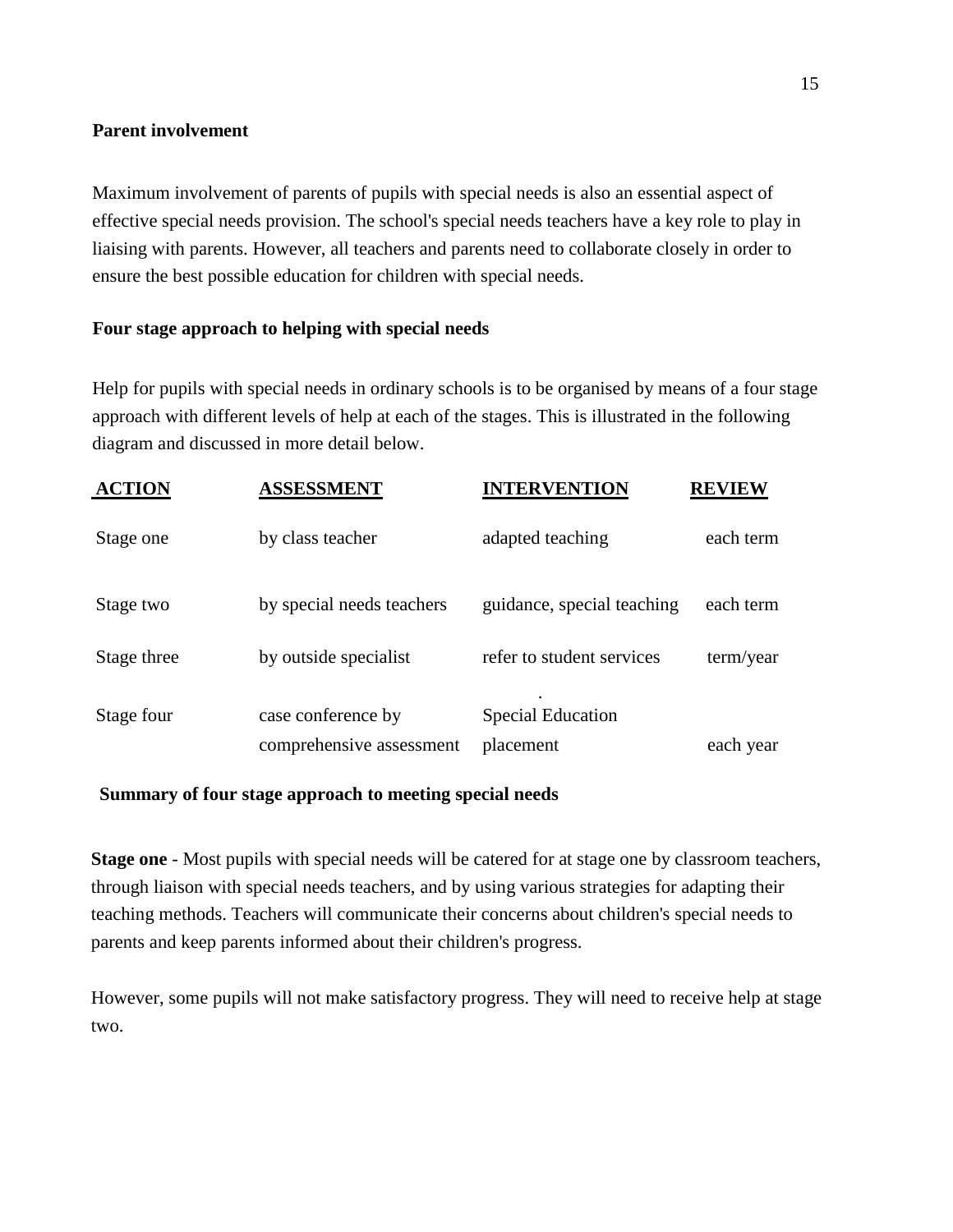**Parent involvement**

Maximum involvement of parents of pupils with special needs is also an essential aspect of effective special needs provision. The school's special needs teachers have a key role to play in liaising with parents. However, all teachers and parents need to collaborate closely in order to ensure the best possible education for children with special needs.

**Four stage approach to helping with special needs**

Help for pupils with special needs in ordinary schools is to be organised by means of a four stage approach with different levels of help at each of the stages. This is illustrated in the following diagram and discussed in more detail below.

| ACTION | ASSESSMENT | INTERVENTION | REVIEW |
| --- | --- | --- | --- |
| Stage one | by class teacher | adapted teaching | each term |
| Stage two | by special needs teachers | guidance, special teaching | each term |
| Stage three | by outside specialist | refer to student services | term/year |
| Stage four | case conference by comprehensive assessment | Special Education placement | each year |

**Summary of four stage approach to meeting special needs**

**Stage one** - Most pupils with special needs will be catered for at stage one by classroom teachers, through liaison with special needs teachers, and by using various strategies for adapting their teaching methods. Teachers will communicate their concerns about children's special needs to parents and keep parents informed about their children's progress.

However, some pupils will not make satisfactory progress. They will need to receive help at stage two.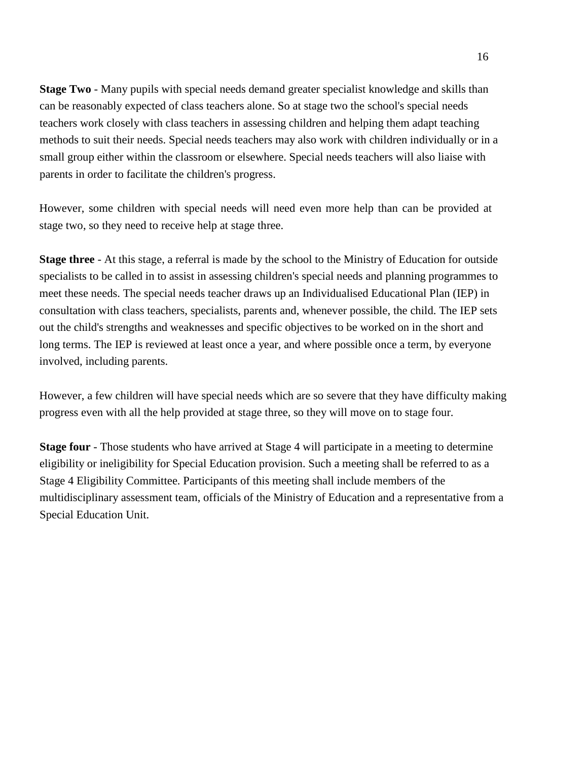**Stage Two** - Many pupils with special needs demand greater specialist knowledge and skills than can be reasonably expected of class teachers alone. So at stage two the school's special needs teachers work closely with class teachers in assessing children and helping them adapt teaching methods to suit their needs. Special needs teachers may also work with children individually or in a small group either within the classroom or elsewhere. Special needs teachers will also liaise with parents in order to facilitate the children's progress.

However, some children with special needs will need even more help than can be provided at stage two, so they need to receive help at stage three.

**Stage three** - At this stage, a referral is made by the school to the Ministry of Education for outside specialists to be called in to assist in assessing children's special needs and planning programmes to meet these needs. The special needs teacher draws up an Individualised Educational Plan (IEP) in consultation with class teachers, specialists, parents and, whenever possible, the child. The IEP sets out the child's strengths and weaknesses and specific objectives to be worked on in the short and long terms. The IEP is reviewed at least once a year, and where possible once a term, by everyone involved, including parents.

However, a few children will have special needs which are so severe that they have difficulty making progress even with all the help provided at stage three, so they will move on to stage four.

**Stage four** - Those students who have arrived at Stage 4 will participate in a meeting to determine eligibility or ineligibility for Special Education provision. Such a meeting shall be referred to as a Stage 4 Eligibility Committee. Participants of this meeting shall include members of the multidisciplinary assessment team, officials of the Ministry of Education and a representative from a Special Education Unit.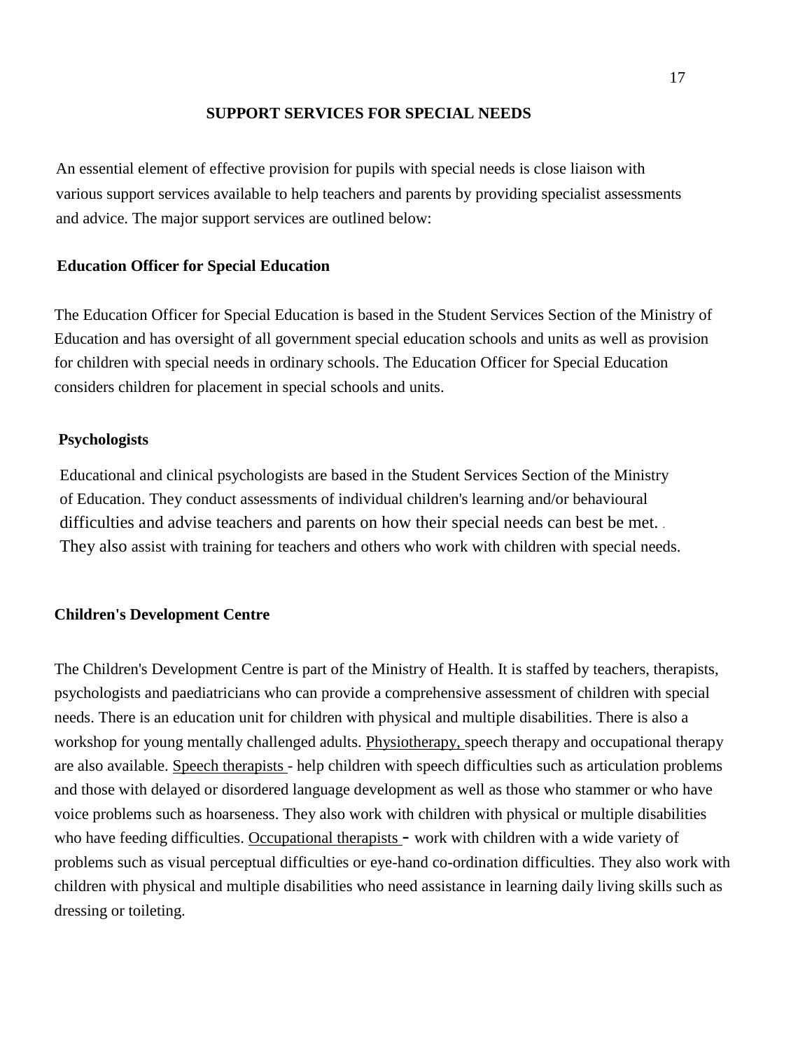## SUPPORT SERVICES FOR SPECIAL NEEDS

An essential element of effective provision for pupils with special needs is close liaison with various support services available to help teachers and parents by providing specialist assessments and advice. The major support services are outlined below:

### Education Officer for Special Education

The Education Officer for Special Education is based in the Student Services Section of the Ministry of Education and has oversight of all government special education schools and units as well as provision for children with special needs in ordinary schools. The Education Officer for Special Education considers children for placement in special schools and units.

### Psychologists

Educational and clinical psychologists are based in the Student Services Section of the Ministry of Education. They conduct assessments of individual children's learning and/or behavioural difficulties and advise teachers and parents on how their special needs can best be met. They also assist with training for teachers and others who work with children with special needs.

### Children's Development Centre

The Children's Development Centre is part of the Ministry of Health. It is staffed by teachers, therapists, psychologists and paediatricians who can provide a comprehensive assessment of children with special needs. There is an education unit for children with physical and multiple disabilities. There is also a workshop for young mentally challenged adults. <u>Physiotherapy,</u> speech therapy and occupational therapy are also available. <u>Speech therapists</u> - help children with speech difficulties such as articulation problems and those with delayed or disordered language development as well as those who stammer or who have voice problems such as hoarseness. They also work with children with physical or multiple disabilities who have feeding difficulties. <u>Occupational therapists</u> - work with children with a wide variety of problems such as visual perceptual difficulties or eye-hand co-ordination difficulties. They also work with children with physical and multiple disabilities who need assistance in learning daily living skills such as dressing or toileting.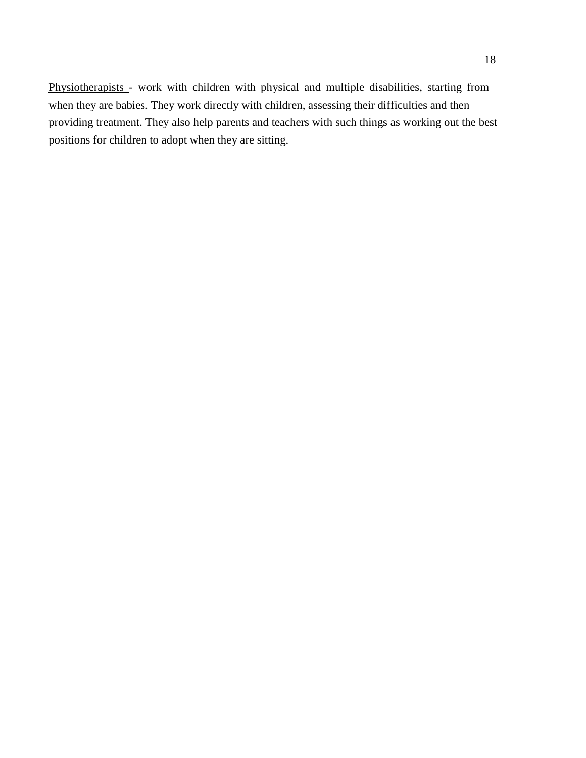<u>Physiotherapists</u> - work with children with physical and multiple disabilities, starting from when they are babies. They work directly with children, assessing their difficulties and then providing treatment. They also help parents and teachers with such things as working out the best positions for children to adopt when they are sitting.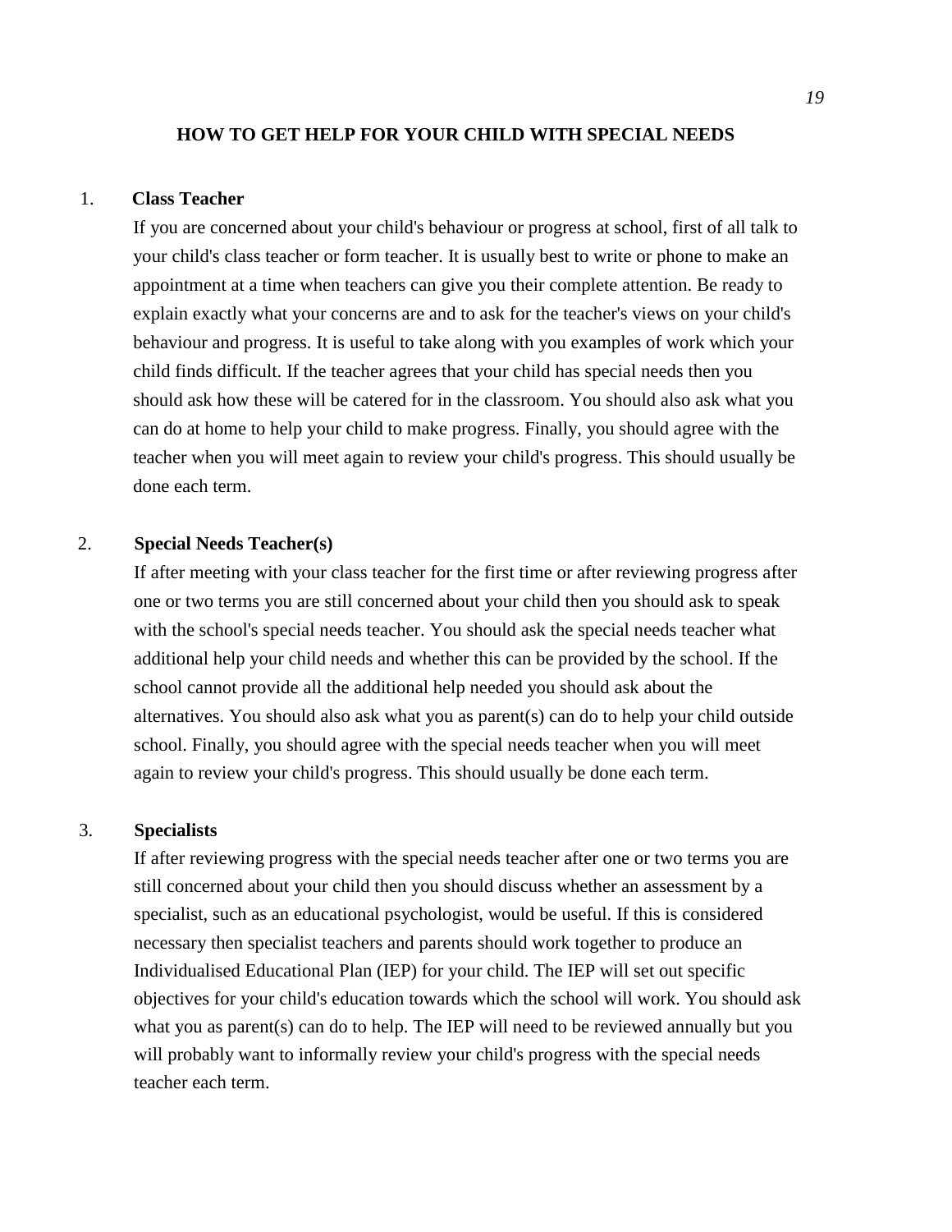## HOW TO GET HELP FOR YOUR CHILD WITH SPECIAL NEEDS

1. **Class Teacher**

   If you are concerned about your child's behaviour or progress at school, first of all talk to your child's class teacher or form teacher. It is usually best to write or phone to make an appointment at a time when teachers can give you their complete attention. Be ready to explain exactly what your concerns are and to ask for the teacher's views on your child's behaviour and progress. It is useful to take along with you examples of work which your child finds difficult. If the teacher agrees that your child has special needs then you should ask how these will be catered for in the classroom. You should also ask what you can do at home to help your child to make progress. Finally, you should agree with the teacher when you will meet again to review your child's progress. This should usually be done each term.

2. **Special Needs Teacher(s)**

   If after meeting with your class teacher for the first time or after reviewing progress after one or two terms you are still concerned about your child then you should ask to speak with the school's special needs teacher. You should ask the special needs teacher what additional help your child needs and whether this can be provided by the school. If the school cannot provide all the additional help needed you should ask about the alternatives. You should also ask what you as parent(s) can do to help your child outside school. Finally, you should agree with the special needs teacher when you will meet again to review your child's progress. This should usually be done each term.

3. **Specialists**

   If after reviewing progress with the special needs teacher after one or two terms you are still concerned about your child then you should discuss whether an assessment by a specialist, such as an educational psychologist, would be useful. If this is considered necessary then specialist teachers and parents should work together to produce an Individualised Educational Plan (IEP) for your child. The IEP will set out specific objectives for your child's education towards which the school will work. You should ask what you as parent(s) can do to help. The IEP will need to be reviewed annually but you will probably want to informally review your child's progress with the special needs teacher each term.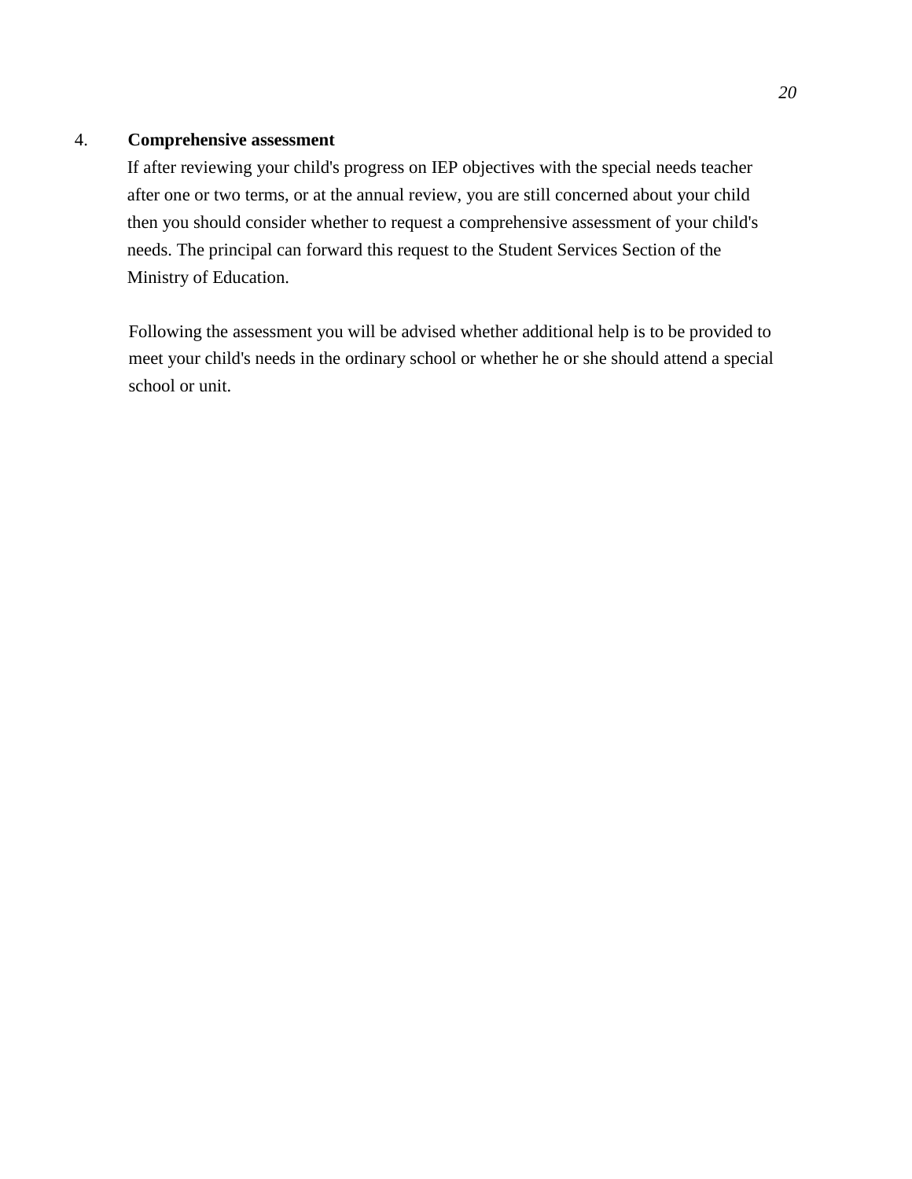4. **Comprehensive assessment**

If after reviewing your child's progress on IEP objectives with the special needs teacher after one or two terms, or at the annual review, you are still concerned about your child then you should consider whether to request a comprehensive assessment of your child's needs. The principal can forward this request to the Student Services Section of the Ministry of Education.

Following the assessment you will be advised whether additional help is to be provided to meet your child's needs in the ordinary school or whether he or she should attend a special school or unit.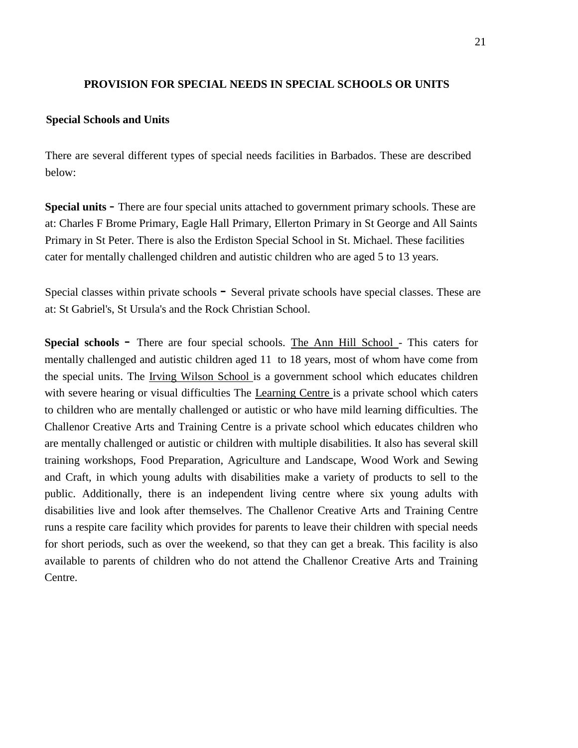## PROVISION FOR SPECIAL NEEDS IN SPECIAL SCHOOLS OR UNITS

### Special Schools and Units

There are several different types of special needs facilities in Barbados. These are described below:

**Special units** - There are four special units attached to government primary schools. These are at: Charles F Brome Primary, Eagle Hall Primary, Ellerton Primary in St George and All Saints Primary in St Peter. There is also the Erdiston Special School in St. Michael. These facilities cater for mentally challenged children and autistic children who are aged 5 to 13 years.

Special classes within private schools - Several private schools have special classes. These are at: St Gabriel's, St Ursula's and the Rock Christian School.

**Special schools** - There are four special schools. The Ann Hill School - This caters for mentally challenged and autistic children aged 11 to 18 years, most of whom have come from the special units. The Irving Wilson School is a government school which educates children with severe hearing or visual difficulties The Learning Centre is a private school which caters to children who are mentally challenged or autistic or who have mild learning difficulties. The Challenor Creative Arts and Training Centre is a private school which educates children who are mentally challenged or autistic or children with multiple disabilities. It also has several skill training workshops, Food Preparation, Agriculture and Landscape, Wood Work and Sewing and Craft, in which young adults with disabilities make a variety of products to sell to the public. Additionally, there is an independent living centre where six young adults with disabilities live and look after themselves. The Challenor Creative Arts and Training Centre runs a respite care facility which provides for parents to leave their children with special needs for short periods, such as over the weekend, so that they can get a break. This facility is also available to parents of children who do not attend the Challenor Creative Arts and Training Centre.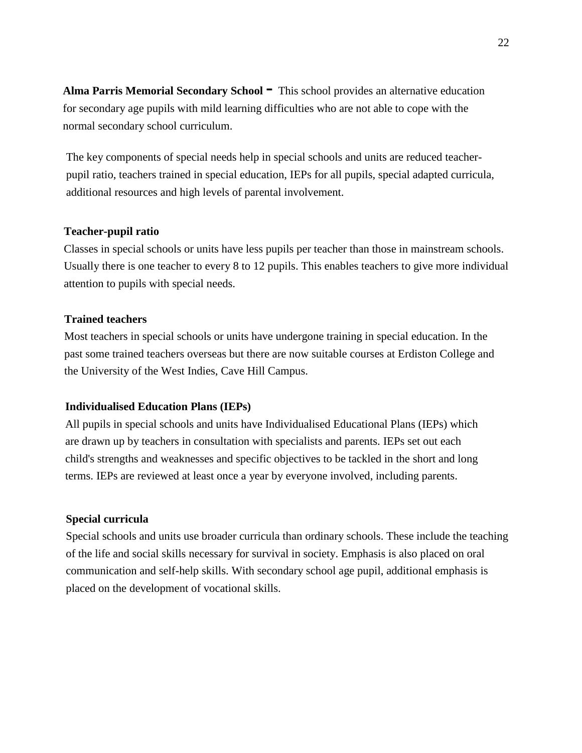**Alma Parris Memorial Secondary School -** This school provides an alternative education for secondary age pupils with mild learning difficulties who are not able to cope with the normal secondary school curriculum.

The key components of special needs help in special schools and units are reduced teacher-pupil ratio, teachers trained in special education, IEPs for all pupils, special adapted curricula, additional resources and high levels of parental involvement.

**Teacher-pupil ratio**

Classes in special schools or units have less pupils per teacher than those in mainstream schools. Usually there is one teacher to every 8 to 12 pupils. This enables teachers to give more individual attention to pupils with special needs.

**Trained teachers**

Most teachers in special schools or units have undergone training in special education. In the past some trained teachers overseas but there are now suitable courses at Erdiston College and the University of the West Indies, Cave Hill Campus.

**Individualised Education Plans (IEPs)**

All pupils in special schools and units have Individualised Educational Plans (IEPs) which are drawn up by teachers in consultation with specialists and parents. IEPs set out each child's strengths and weaknesses and specific objectives to be tackled in the short and long terms. IEPs are reviewed at least once a year by everyone involved, including parents.

**Special curricula**

Special schools and units use broader curricula than ordinary schools. These include the teaching of the life and social skills necessary for survival in society. Emphasis is also placed on oral communication and self-help skills. With secondary school age pupil, additional emphasis is placed on the development of vocational skills.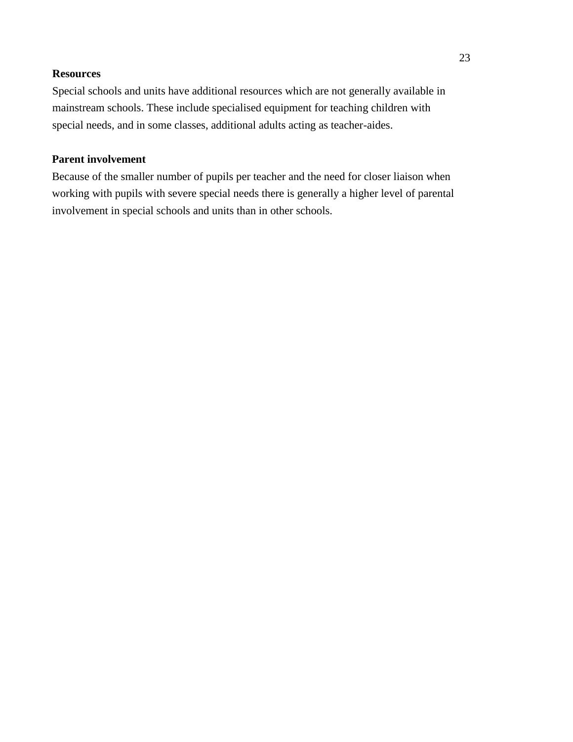**Resources**

Special schools and units have additional resources which are not generally available in mainstream schools. These include specialised equipment for teaching children with special needs, and in some classes, additional adults acting as teacher-aides.

**Parent involvement**

Because of the smaller number of pupils per teacher and the need for closer liaison when working with pupils with severe special needs there is generally a higher level of parental involvement in special schools and units than in other schools.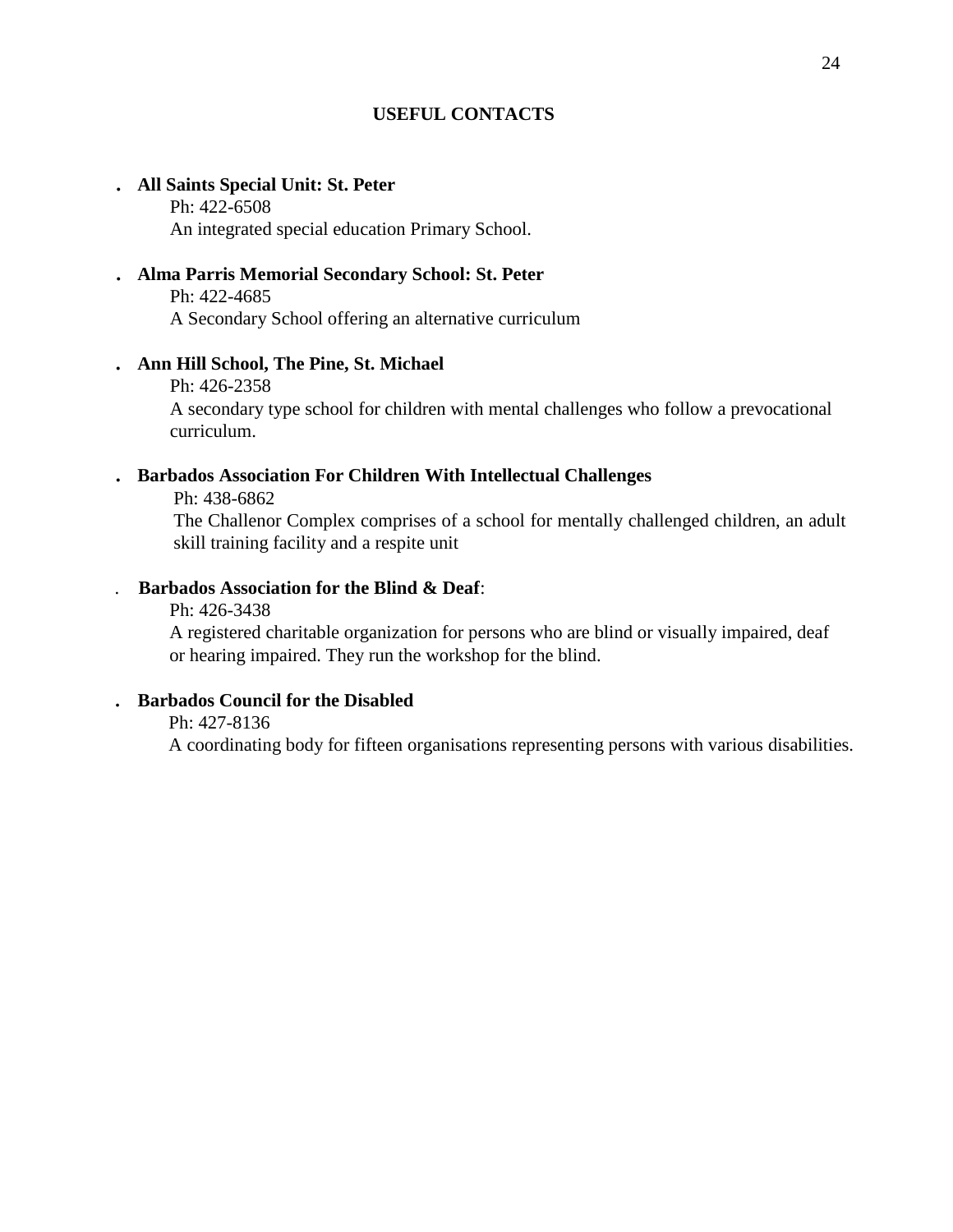## USEFUL CONTACTS

- **All Saints Special Unit: St. Peter**
  Ph: 422-6508
  An integrated special education Primary School.

- **Alma Parris Memorial Secondary School: St. Peter**
  Ph: 422-4685
  A Secondary School offering an alternative curriculum

- **Ann Hill School, The Pine, St. Michael**
  Ph: 426-2358
  A secondary type school for children with mental challenges who follow a prevocational curriculum.

- **Barbados Association For Children With Intellectual Challenges**
  Ph: 438-6862
  The Challenor Complex comprises of a school for mentally challenged children, an adult skill training facility and a respite unit

- **Barbados Association for the Blind & Deaf**:
  Ph: 426-3438
  A registered charitable organization for persons who are blind or visually impaired, deaf or hearing impaired. They run the workshop for the blind.

- **Barbados Council for the Disabled**
  Ph: 427-8136
  A coordinating body for fifteen organisations representing persons with various disabilities.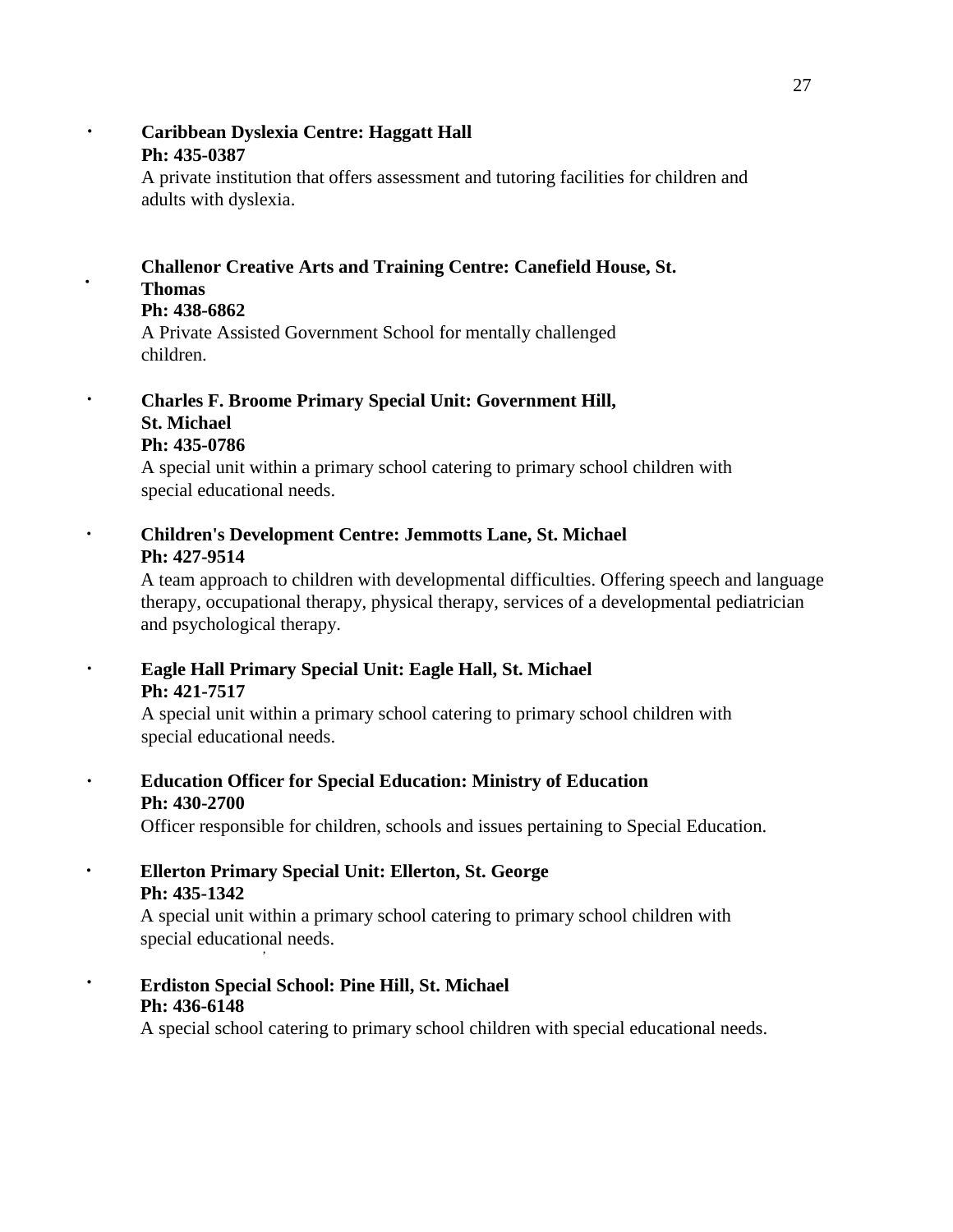- **Caribbean Dyslexia Centre: Haggatt Hall**
  **Ph: 435-0387**
  A private institution that offers assessment and tutoring facilities for children and adults with dyslexia.

- **Challenor Creative Arts and Training Centre: Canefield House, St. Thomas**
  **Ph: 438-6862**
  A Private Assisted Government School for mentally challenged children.

- **Charles F. Broome Primary Special Unit: Government Hill, St. Michael**
  **Ph: 435-0786**
  A special unit within a primary school catering to primary school children with special educational needs.

- **Children's Development Centre: Jemmotts Lane, St. Michael**
  **Ph: 427-9514**
  A team approach to children with developmental difficulties. Offering speech and language therapy, occupational therapy, physical therapy, services of a developmental pediatrician and psychological therapy.

- **Eagle Hall Primary Special Unit: Eagle Hall, St. Michael**
  **Ph: 421-7517**
  A special unit within a primary school catering to primary school children with special educational needs.

- **Education Officer for Special Education: Ministry of Education**
  **Ph: 430-2700**
  Officer responsible for children, schools and issues pertaining to Special Education.

- **Ellerton Primary Special Unit: Ellerton, St. George**
  **Ph: 435-1342**
  A special unit within a primary school catering to primary school children with special educational needs.

- **Erdiston Special School: Pine Hill, St. Michael**
  **Ph: 436-6148**
  A special school catering to primary school children with special educational needs.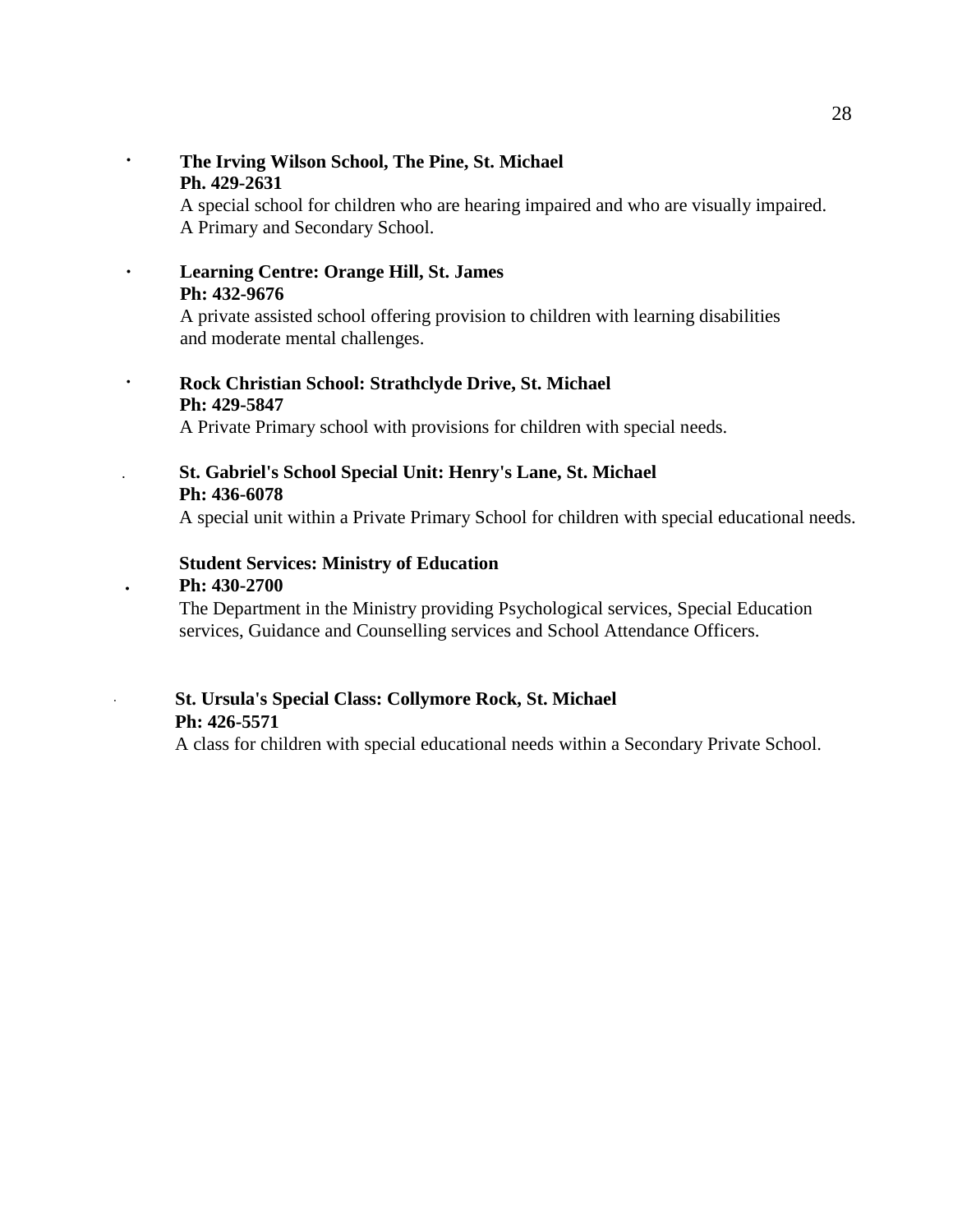- **The Irving Wilson School, The Pine, St. Michael**
  **Ph. 429-2631**
  A special school for children who are hearing impaired and who are visually impaired. A Primary and Secondary School.

- **Learning Centre: Orange Hill, St. James**
  **Ph: 432-9676**
  A private assisted school offering provision to children with learning disabilities and moderate mental challenges.

- **Rock Christian School: Strathclyde Drive, St. Michael**
  **Ph: 429-5847**
  A Private Primary school with provisions for children with special needs.

- **St. Gabriel's School Special Unit: Henry's Lane, St. Michael**
  **Ph: 436-6078**
  A special unit within a Private Primary School for children with special educational needs.

- **Student Services: Ministry of Education**
  **Ph: 430-2700**
  The Department in the Ministry providing Psychological services, Special Education services, Guidance and Counselling services and School Attendance Officers.

- **St. Ursula's Special Class: Collymore Rock, St. Michael**
  **Ph: 426-5571**
  A class for children with special educational needs within a Secondary Private School.